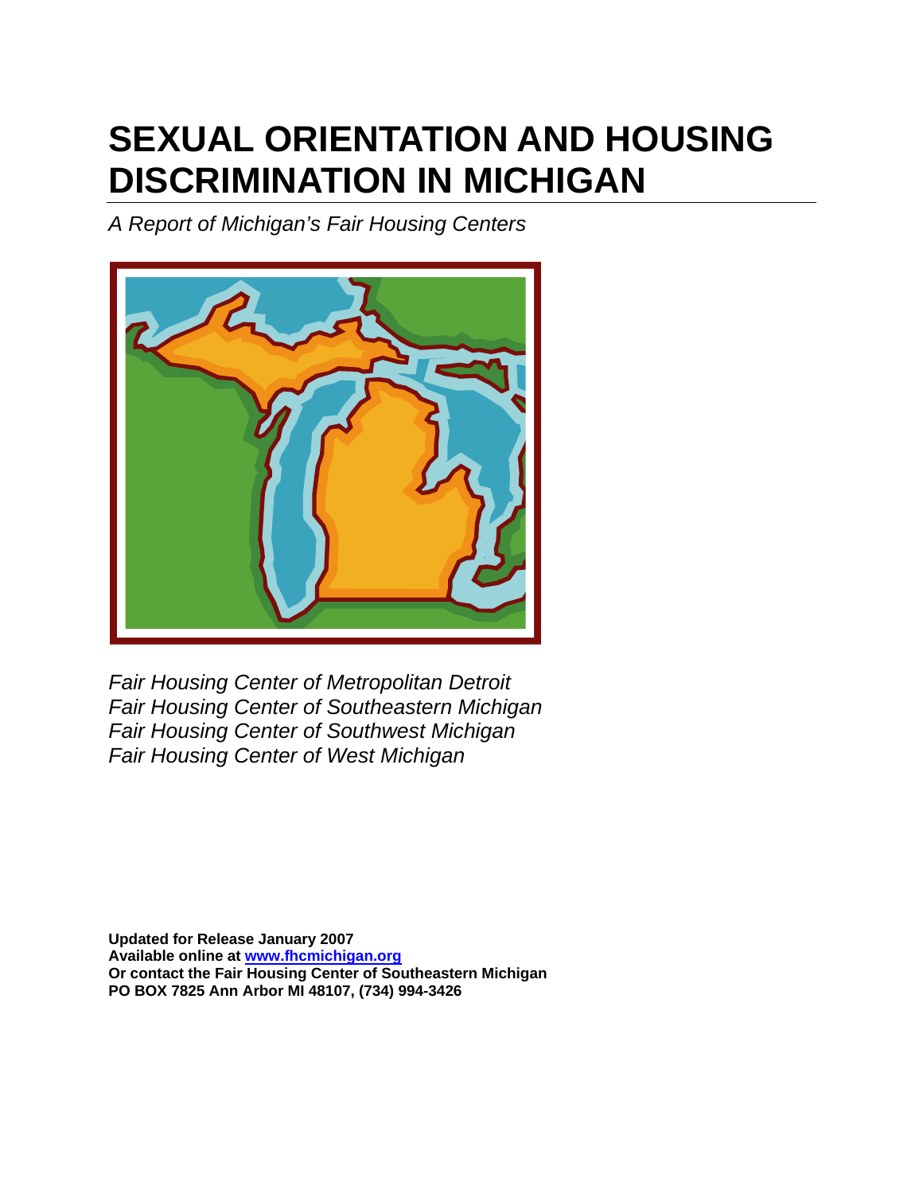# SEXUAL ORIENTATION AND HOUSING DISCRIMINATION IN MICHIGAN

*A Report of Michigan's Fair Housing Centers*

*Fair Housing Center of Metropolitan Detroit*
*Fair Housing Center of Southeastern Michigan*
*Fair Housing Center of Southwest Michigan*
*Fair Housing Center of West Michigan*

**Updated for Release January 2007**
**Available online at www.fhcmichigan.org**
**Or contact the Fair Housing Center of Southeastern Michigan**
**PO BOX 7825 Ann Arbor MI 48107, (734) 994-3426**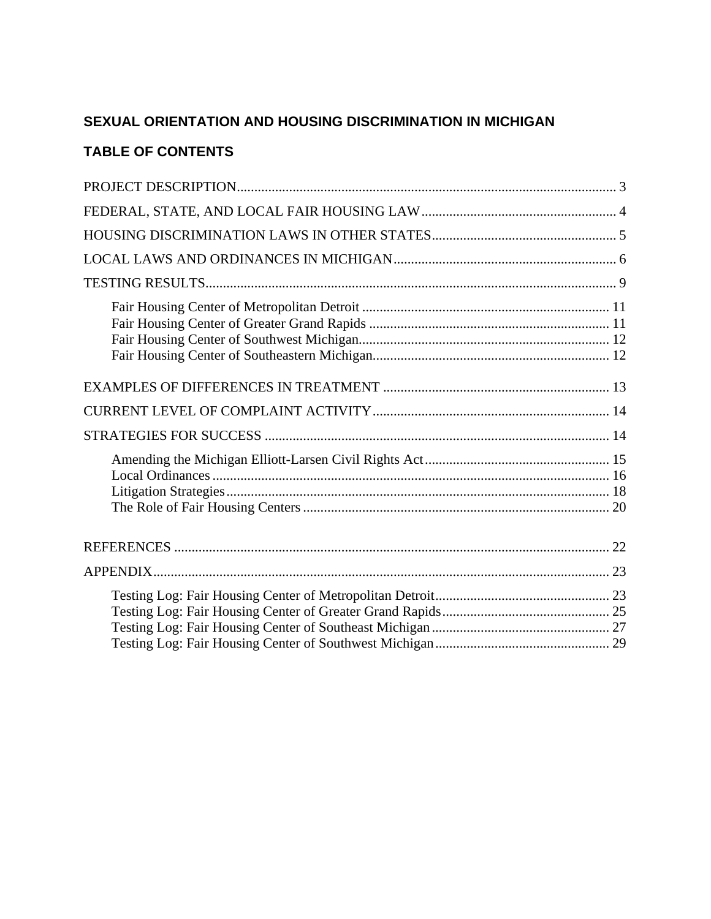## SEXUAL ORIENTATION AND HOUSING DISCRIMINATION IN MICHIGAN

## TABLE OF CONTENTS

PROJECT DESCRIPTION .......... 3

FEDERAL, STATE, AND LOCAL FAIR HOUSING LAW .......... 4

HOUSING DISCRIMINATION LAWS IN OTHER STATES .......... 5

LOCAL LAWS AND ORDINANCES IN MICHIGAN .......... 6

TESTING RESULTS .......... 9

- Fair Housing Center of Metropolitan Detroit .......... 11
- Fair Housing Center of Greater Grand Rapids .......... 11
- Fair Housing Center of Southwest Michigan .......... 12
- Fair Housing Center of Southeastern Michigan .......... 12

EXAMPLES OF DIFFERENCES IN TREATMENT .......... 13

CURRENT LEVEL OF COMPLAINT ACTIVITY .......... 14

STRATEGIES FOR SUCCESS .......... 14

- Amending the Michigan Elliott-Larsen Civil Rights Act .......... 15
- Local Ordinances .......... 16
- Litigation Strategies .......... 18
- The Role of Fair Housing Centers .......... 20

REFERENCES .......... 22

APPENDIX .......... 23

- Testing Log: Fair Housing Center of Metropolitan Detroit .......... 23
- Testing Log: Fair Housing Center of Greater Grand Rapids .......... 25
- Testing Log: Fair Housing Center of Southeast Michigan .......... 27
- Testing Log: Fair Housing Center of Southwest Michigan .......... 29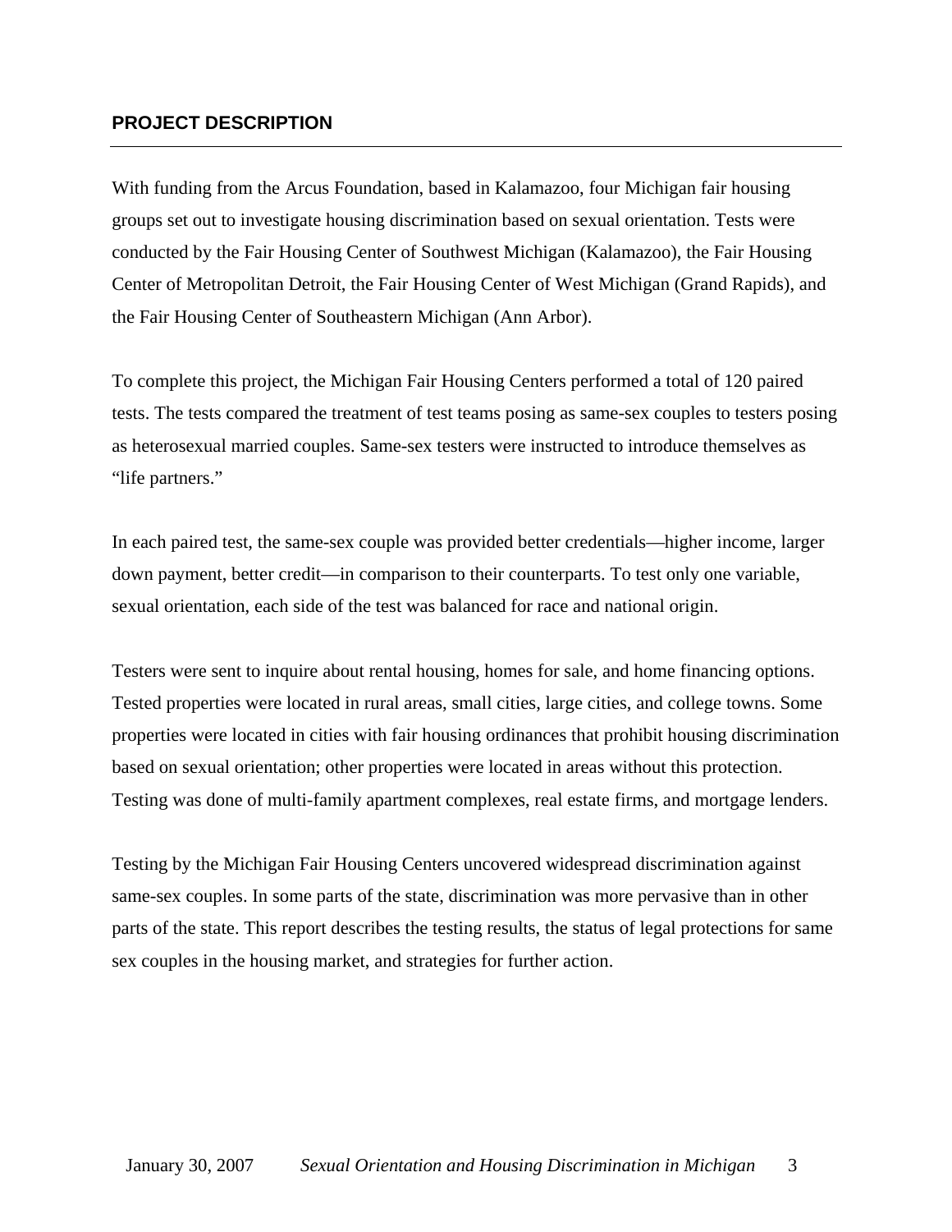## PROJECT DESCRIPTION

With funding from the Arcus Foundation, based in Kalamazoo, four Michigan fair housing groups set out to investigate housing discrimination based on sexual orientation. Tests were conducted by the Fair Housing Center of Southwest Michigan (Kalamazoo), the Fair Housing Center of Metropolitan Detroit, the Fair Housing Center of West Michigan (Grand Rapids), and the Fair Housing Center of Southeastern Michigan (Ann Arbor).

To complete this project, the Michigan Fair Housing Centers performed a total of 120 paired tests. The tests compared the treatment of test teams posing as same-sex couples to testers posing as heterosexual married couples. Same-sex testers were instructed to introduce themselves as "life partners."

In each paired test, the same-sex couple was provided better credentials—higher income, larger down payment, better credit—in comparison to their counterparts. To test only one variable, sexual orientation, each side of the test was balanced for race and national origin.

Testers were sent to inquire about rental housing, homes for sale, and home financing options. Tested properties were located in rural areas, small cities, large cities, and college towns. Some properties were located in cities with fair housing ordinances that prohibit housing discrimination based on sexual orientation; other properties were located in areas without this protection. Testing was done of multi-family apartment complexes, real estate firms, and mortgage lenders.

Testing by the Michigan Fair Housing Centers uncovered widespread discrimination against same-sex couples. In some parts of the state, discrimination was more pervasive than in other parts of the state. This report describes the testing results, the status of legal protections for same sex couples in the housing market, and strategies for further action.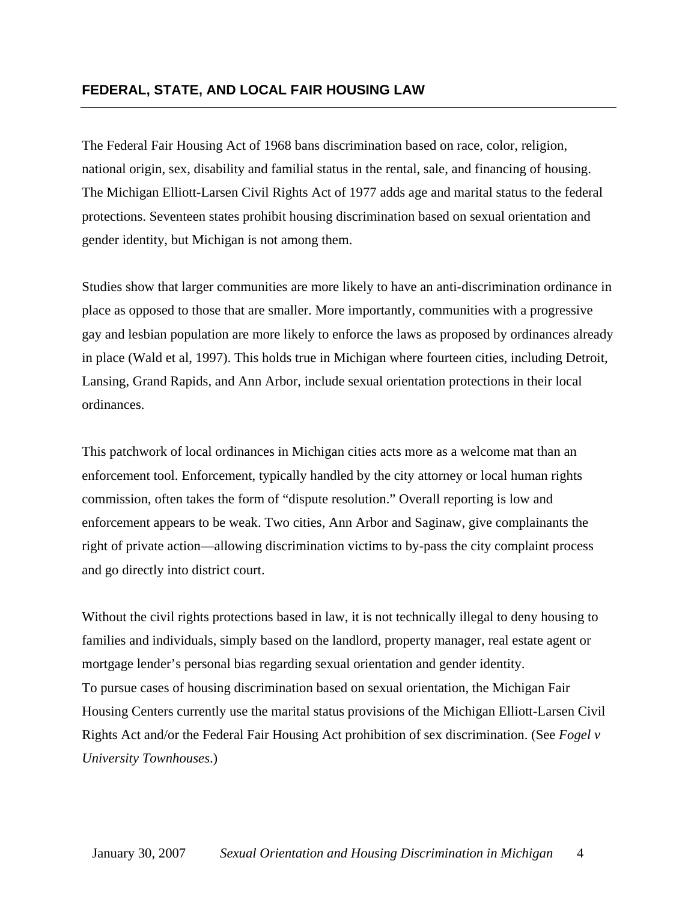## FEDERAL, STATE, AND LOCAL FAIR HOUSING LAW

The Federal Fair Housing Act of 1968 bans discrimination based on race, color, religion, national origin, sex, disability and familial status in the rental, sale, and financing of housing. The Michigan Elliott-Larsen Civil Rights Act of 1977 adds age and marital status to the federal protections. Seventeen states prohibit housing discrimination based on sexual orientation and gender identity, but Michigan is not among them.

Studies show that larger communities are more likely to have an anti-discrimination ordinance in place as opposed to those that are smaller. More importantly, communities with a progressive gay and lesbian population are more likely to enforce the laws as proposed by ordinances already in place (Wald et al, 1997). This holds true in Michigan where fourteen cities, including Detroit, Lansing, Grand Rapids, and Ann Arbor, include sexual orientation protections in their local ordinances.

This patchwork of local ordinances in Michigan cities acts more as a welcome mat than an enforcement tool. Enforcement, typically handled by the city attorney or local human rights commission, often takes the form of "dispute resolution." Overall reporting is low and enforcement appears to be weak. Two cities, Ann Arbor and Saginaw, give complainants the right of private action—allowing discrimination victims to by-pass the city complaint process and go directly into district court.

Without the civil rights protections based in law, it is not technically illegal to deny housing to families and individuals, simply based on the landlord, property manager, real estate agent or mortgage lender's personal bias regarding sexual orientation and gender identity.
To pursue cases of housing discrimination based on sexual orientation, the Michigan Fair Housing Centers currently use the marital status provisions of the Michigan Elliott-Larsen Civil Rights Act and/or the Federal Fair Housing Act prohibition of sex discrimination. (See *Fogel v University Townhouses*.)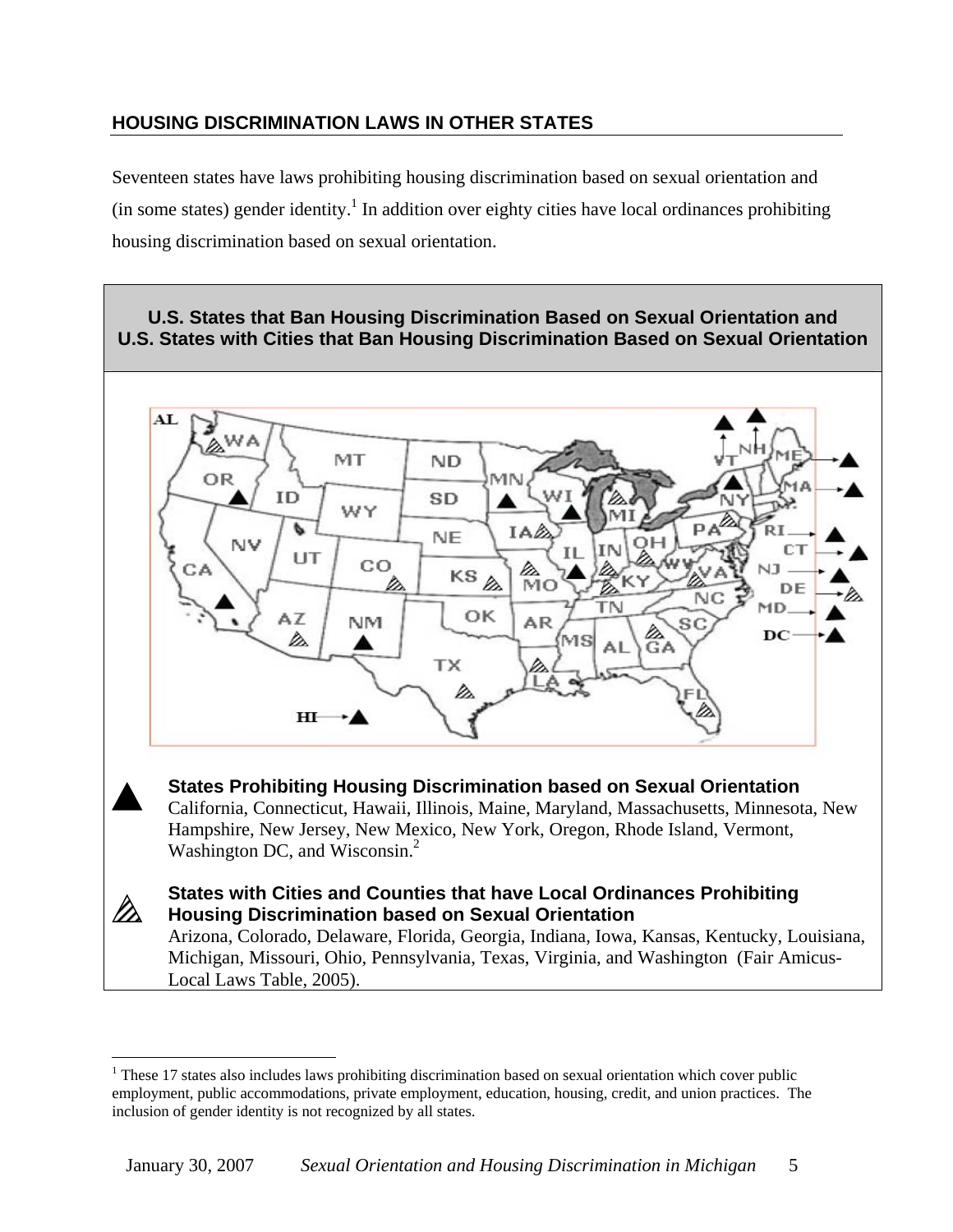## HOUSING DISCRIMINATION LAWS IN OTHER STATES

Seventeen states have laws prohibiting housing discrimination based on sexual orientation and (in some states) gender identity.[1] In addition over eighty cities have local ordinances prohibiting housing discrimination based on sexual orientation.

**U.S. States that Ban Housing Discrimination Based on Sexual Orientation and U.S. States with Cities that Ban Housing Discrimination Based on Sexual Orientation**

▲ **States Prohibiting Housing Discrimination based on Sexual Orientation**
California, Connecticut, Hawaii, Illinois, Maine, Maryland, Massachusetts, Minnesota, New Hampshire, New Jersey, New Mexico, New York, Oregon, Rhode Island, Vermont, Washington DC, and Wisconsin.[2]

**States with Cities and Counties that have Local Ordinances Prohibiting Housing Discrimination based on Sexual Orientation**
Arizona, Colorado, Delaware, Florida, Georgia, Indiana, Iowa, Kansas, Kentucky, Louisiana, Michigan, Missouri, Ohio, Pennsylvania, Texas, Virginia, and Washington (Fair Amicus-Local Laws Table, 2005).

---

[1] These 17 states also includes laws prohibiting discrimination based on sexual orientation which cover public employment, public accommodations, private employment, education, housing, credit, and union practices. The inclusion of gender identity is not recognized by all states.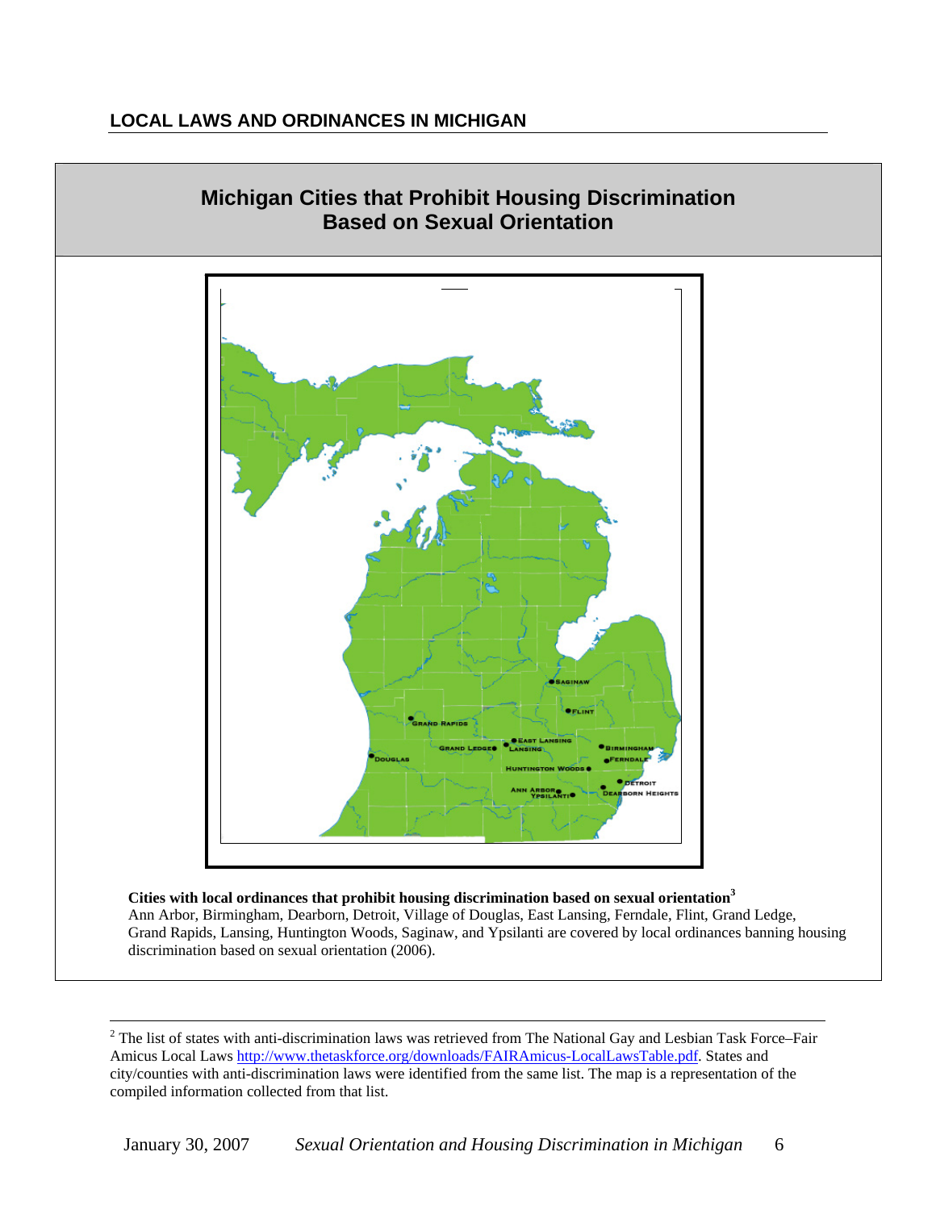## LOCAL LAWS AND ORDINANCES IN MICHIGAN

### Michigan Cities that Prohibit Housing Discrimination Based on Sexual Orientation

**Cities with local ordinances that prohibit housing discrimination based on sexual orientation**[3]
Ann Arbor, Birmingham, Dearborn, Detroit, Village of Douglas, East Lansing, Ferndale, Flint, Grand Ledge, Grand Rapids, Lansing, Huntington Woods, Saginaw, and Ypsilanti are covered by local ordinances banning housing discrimination based on sexual orientation (2006).

---

[2] The list of states with anti-discrimination laws was retrieved from The National Gay and Lesbian Task Force–Fair Amicus Local Laws http://www.thetaskforce.org/downloads/FAIRAmicus-LocalLawsTable.pdf. States and city/counties with anti-discrimination laws were identified from the same list. The map is a representation of the compiled information collected from that list.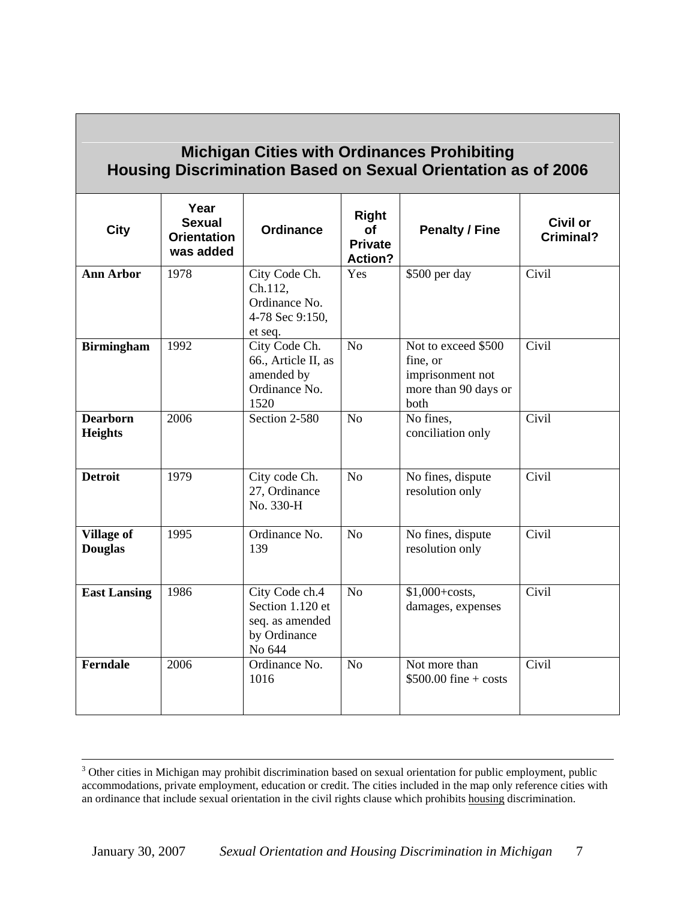| Michigan Cities with Ordinances Prohibiting Housing Discrimination Based on Sexual Orientation as of 2006 | | | | | |
|---|---|---|---|---|---|
| **City** | **Year Sexual Orientation was added** | **Ordinance** | **Right of Private Action?** | **Penalty / Fine** | **Civil or Criminal?** |
| **Ann Arbor** | 1978 | City Code Ch. Ch.112, Ordinance No. 4-78 Sec 9:150, et seq. | Yes | $500 per day | Civil |
| **Birmingham** | 1992 | City Code Ch. 66., Article II, as amended by Ordinance No. 1520 | No | Not to exceed $500 fine, or imprisonment not more than 90 days or both | Civil |
| **Dearborn Heights** | 2006 | Section 2-580 | No | No fines, conciliation only | Civil |
| **Detroit** | 1979 | City code Ch. 27, Ordinance No. 330-H | No | No fines, dispute resolution only | Civil |
| **Village of Douglas** | 1995 | Ordinance No. 139 | No | No fines, dispute resolution only | Civil |
| **East Lansing** | 1986 | City Code ch.4 Section 1.120 et seq. as amended by Ordinance No 644 | No | $1,000+costs, damages, expenses | Civil |
| **Ferndale** | 2006 | Ordinance No. 1016 | No | Not more than $500.00 fine + costs | Civil |

[3] Other cities in Michigan may prohibit discrimination based on sexual orientation for public employment, public accommodations, private employment, education or credit. The cities included in the map only reference cities with an ordinance that include sexual orientation in the civil rights clause which prohibits housing discrimination.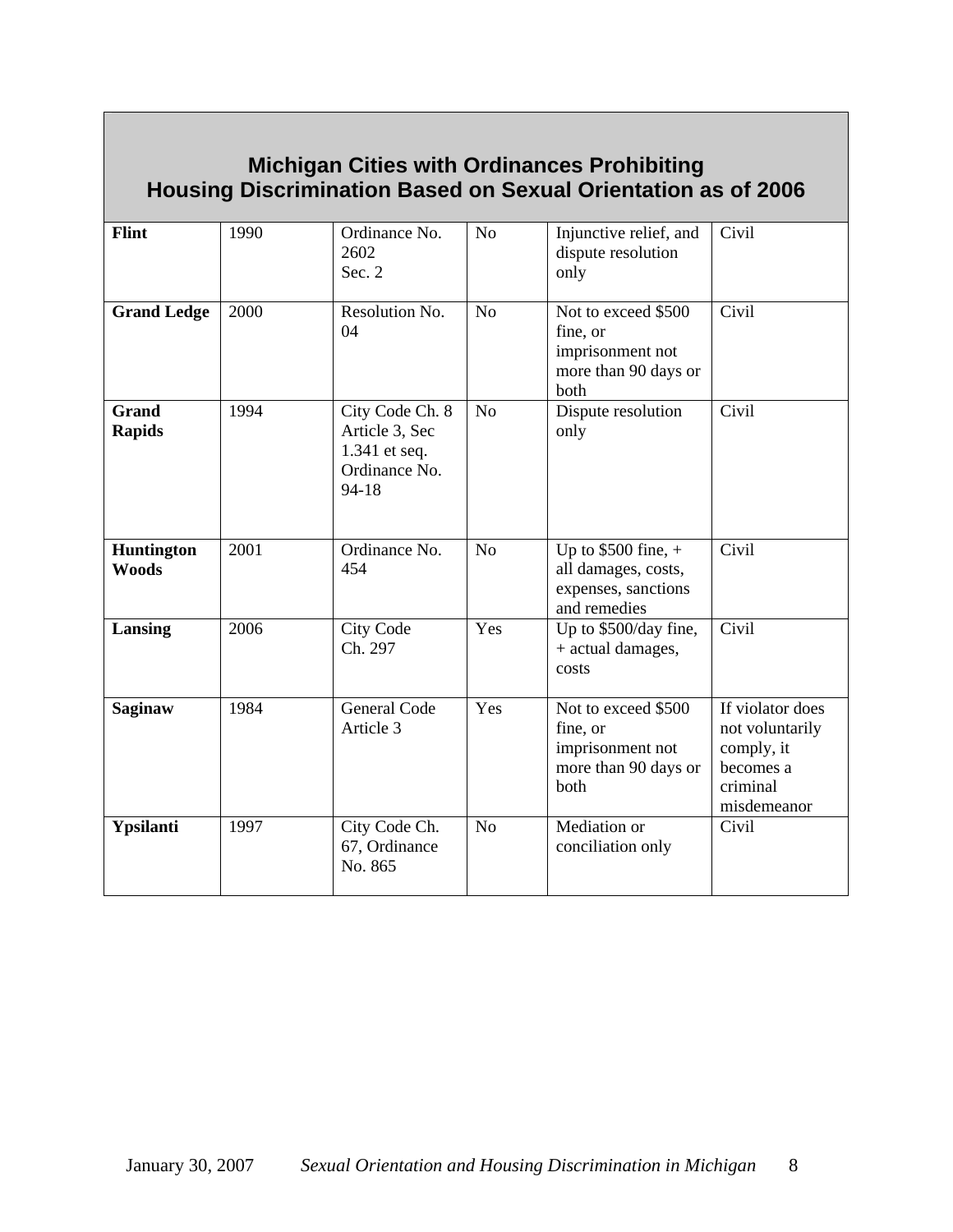## Michigan Cities with Ordinances Prohibiting Housing Discrimination Based on Sexual Orientation as of 2006

| | | | | | |
|---|---|---|---|---|---|
| **Flint** | 1990 | Ordinance No. 2602 Sec. 2 | No | Injunctive relief, and dispute resolution only | Civil |
| **Grand Ledge** | 2000 | Resolution No. 04 | No | Not to exceed $500 fine, or imprisonment not more than 90 days or both | Civil |
| **Grand Rapids** | 1994 | City Code Ch. 8 Article 3, Sec 1.341 et seq. Ordinance No. 94-18 | No | Dispute resolution only | Civil |
| **Huntington Woods** | 2001 | Ordinance No. 454 | No | Up to $500 fine, + all damages, costs, expenses, sanctions and remedies | Civil |
| **Lansing** | 2006 | City Code Ch. 297 | Yes | Up to $500/day fine, + actual damages, costs | Civil |
| **Saginaw** | 1984 | General Code Article 3 | Yes | Not to exceed $500 fine, or imprisonment not more than 90 days or both | If violator does not voluntarily comply, it becomes a criminal misdemeanor |
| **Ypsilanti** | 1997 | City Code Ch. 67, Ordinance No. 865 | No | Mediation or conciliation only | Civil |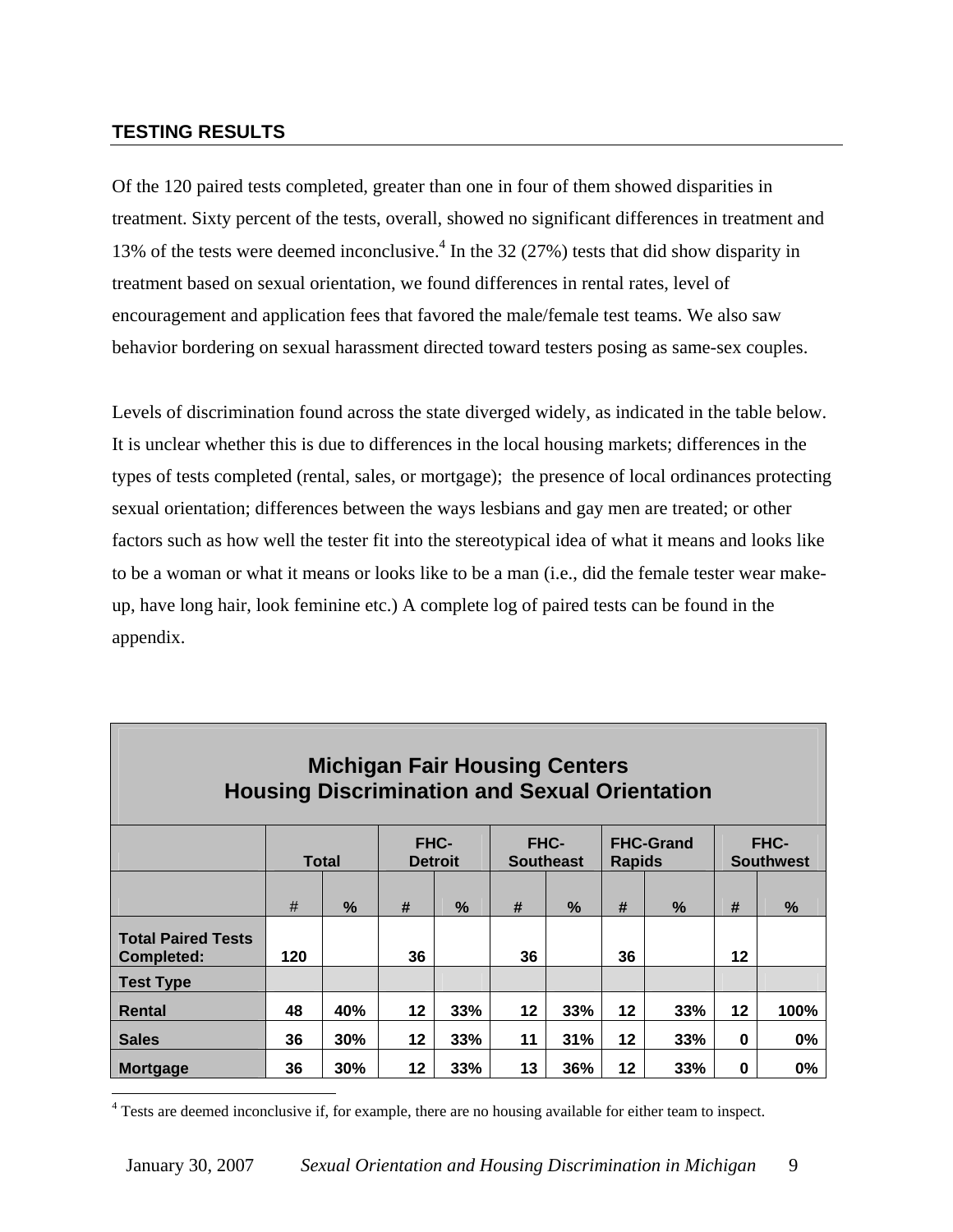## TESTING RESULTS

Of the 120 paired tests completed, greater than one in four of them showed disparities in treatment. Sixty percent of the tests, overall, showed no significant differences in treatment and 13% of the tests were deemed inconclusive.[4] In the 32 (27%) tests that did show disparity in treatment based on sexual orientation, we found differences in rental rates, level of encouragement and application fees that favored the male/female test teams. We also saw behavior bordering on sexual harassment directed toward testers posing as same-sex couples.

Levels of discrimination found across the state diverged widely, as indicated in the table below. It is unclear whether this is due to differences in the local housing markets; differences in the types of tests completed (rental, sales, or mortgage); the presence of local ordinances protecting sexual orientation; differences between the ways lesbians and gay men are treated; or other factors such as how well the tester fit into the stereotypical idea of what it means and looks like to be a woman or what it means or looks like to be a man (i.e., did the female tester wear make-up, have long hair, look feminine etc.) A complete log of paired tests can be found in the appendix.

**Michigan Fair Housing Centers**
**Housing Discrimination and Sexual Orientation**

| | Total | | FHC-Detroit | | FHC-Southeast | | FHC-Grand Rapids | | FHC-Southwest | |
|---|---|---|---|---|---|---|---|---|---|---|
| | # | % | # | % | # | % | # | % | # | % |
| **Total Paired Tests Completed:** | **120** | | **36** | | **36** | | **36** | | **12** | |
| **Test Type** | | | | | | | | | | |
| **Rental** | **48** | **40%** | **12** | **33%** | **12** | **33%** | **12** | **33%** | **12** | **100%** |
| **Sales** | **36** | **30%** | **12** | **33%** | **11** | **31%** | **12** | **33%** | **0** | **0%** |
| **Mortgage** | **36** | **30%** | **12** | **33%** | **13** | **36%** | **12** | **33%** | **0** | **0%** |

[4] Tests are deemed inconclusive if, for example, there are no housing available for either team to inspect.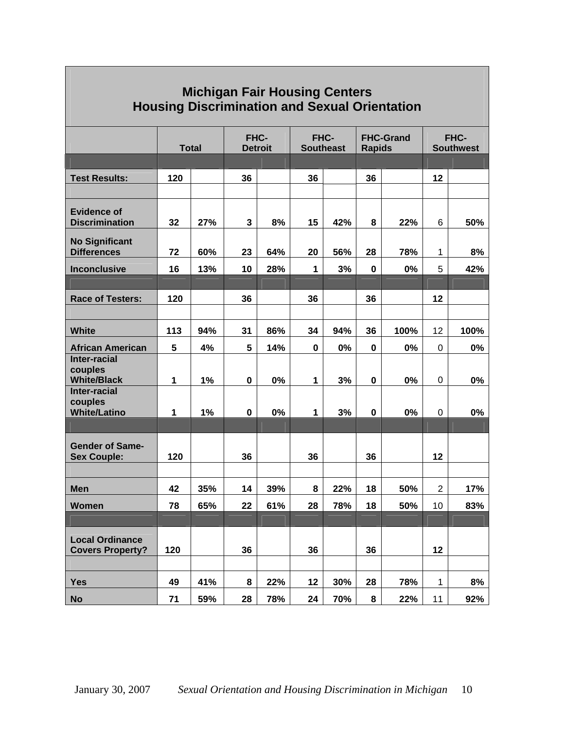## Michigan Fair Housing Centers
## Housing Discrimination and Sexual Orientation

| | Total | | FHC-Detroit | | FHC-Southeast | | FHC-Grand Rapids | | FHC-Southwest | |
|---|---|---|---|---|---|---|---|---|---|---|
| **Test Results:** | 120 | | 36 | | 36 | | 36 | | 12 | |
| **Evidence of Discrimination** | 32 | 27% | 3 | 8% | 15 | 42% | 8 | 22% | 6 | 50% |
| **No Significant Differences** | 72 | 60% | 23 | 64% | 20 | 56% | 28 | 78% | 1 | 8% |
| **Inconclusive** | 16 | 13% | 10 | 28% | 1 | 3% | 0 | 0% | 5 | 42% |
| **Race of Testers:** | 120 | | 36 | | 36 | | 36 | | 12 | |
| **White** | 113 | 94% | 31 | 86% | 34 | 94% | 36 | 100% | 12 | 100% |
| **African American** | 5 | 4% | 5 | 14% | 0 | 0% | 0 | 0% | 0 | 0% |
| **Inter-racial couples White/Black** | 1 | 1% | 0 | 0% | 1 | 3% | 0 | 0% | 0 | 0% |
| **Inter-racial couples White/Latino** | 1 | 1% | 0 | 0% | 1 | 3% | 0 | 0% | 0 | 0% |
| **Gender of Same-Sex Couple:** | 120 | | 36 | | 36 | | 36 | | 12 | |
| **Men** | 42 | 35% | 14 | 39% | 8 | 22% | 18 | 50% | 2 | 17% |
| **Women** | 78 | 65% | 22 | 61% | 28 | 78% | 18 | 50% | 10 | 83% |
| **Local Ordinance Covers Property?** | 120 | | 36 | | 36 | | 36 | | 12 | |
| **Yes** | 49 | 41% | 8 | 22% | 12 | 30% | 28 | 78% | 1 | 8% |
| **No** | 71 | 59% | 28 | 78% | 24 | 70% | 8 | 22% | 11 | 92% |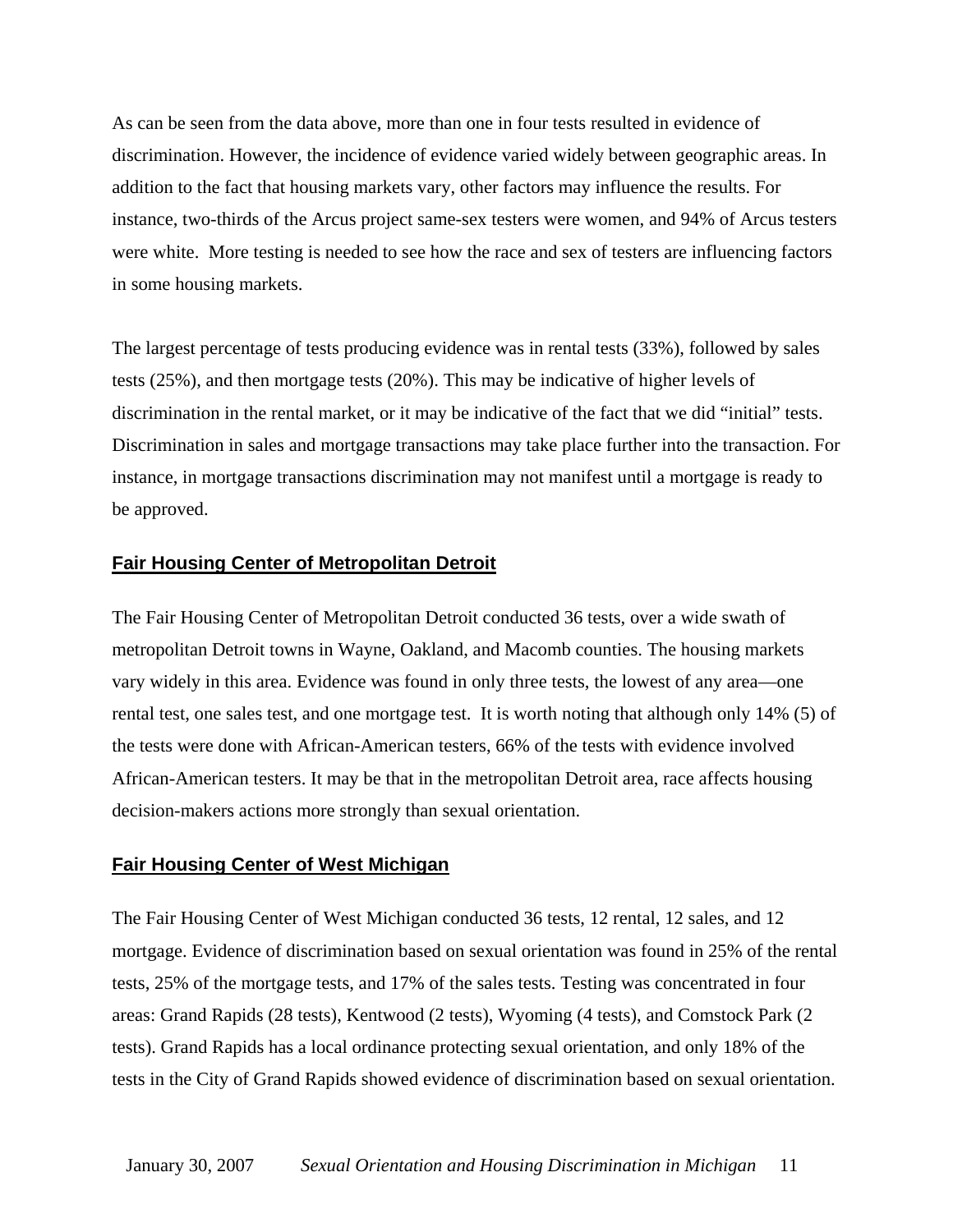As can be seen from the data above, more than one in four tests resulted in evidence of discrimination. However, the incidence of evidence varied widely between geographic areas. In addition to the fact that housing markets vary, other factors may influence the results. For instance, two-thirds of the Arcus project same-sex testers were women, and 94% of Arcus testers were white. More testing is needed to see how the race and sex of testers are influencing factors in some housing markets.

The largest percentage of tests producing evidence was in rental tests (33%), followed by sales tests (25%), and then mortgage tests (20%). This may be indicative of higher levels of discrimination in the rental market, or it may be indicative of the fact that we did "initial" tests. Discrimination in sales and mortgage transactions may take place further into the transaction. For instance, in mortgage transactions discrimination may not manifest until a mortgage is ready to be approved.

## Fair Housing Center of Metropolitan Detroit

The Fair Housing Center of Metropolitan Detroit conducted 36 tests, over a wide swath of metropolitan Detroit towns in Wayne, Oakland, and Macomb counties. The housing markets vary widely in this area. Evidence was found in only three tests, the lowest of any area—one rental test, one sales test, and one mortgage test. It is worth noting that although only 14% (5) of the tests were done with African-American testers, 66% of the tests with evidence involved African-American testers. It may be that in the metropolitan Detroit area, race affects housing decision-makers actions more strongly than sexual orientation.

## Fair Housing Center of West Michigan

The Fair Housing Center of West Michigan conducted 36 tests, 12 rental, 12 sales, and 12 mortgage. Evidence of discrimination based on sexual orientation was found in 25% of the rental tests, 25% of the mortgage tests, and 17% of the sales tests. Testing was concentrated in four areas: Grand Rapids (28 tests), Kentwood (2 tests), Wyoming (4 tests), and Comstock Park (2 tests). Grand Rapids has a local ordinance protecting sexual orientation, and only 18% of the tests in the City of Grand Rapids showed evidence of discrimination based on sexual orientation.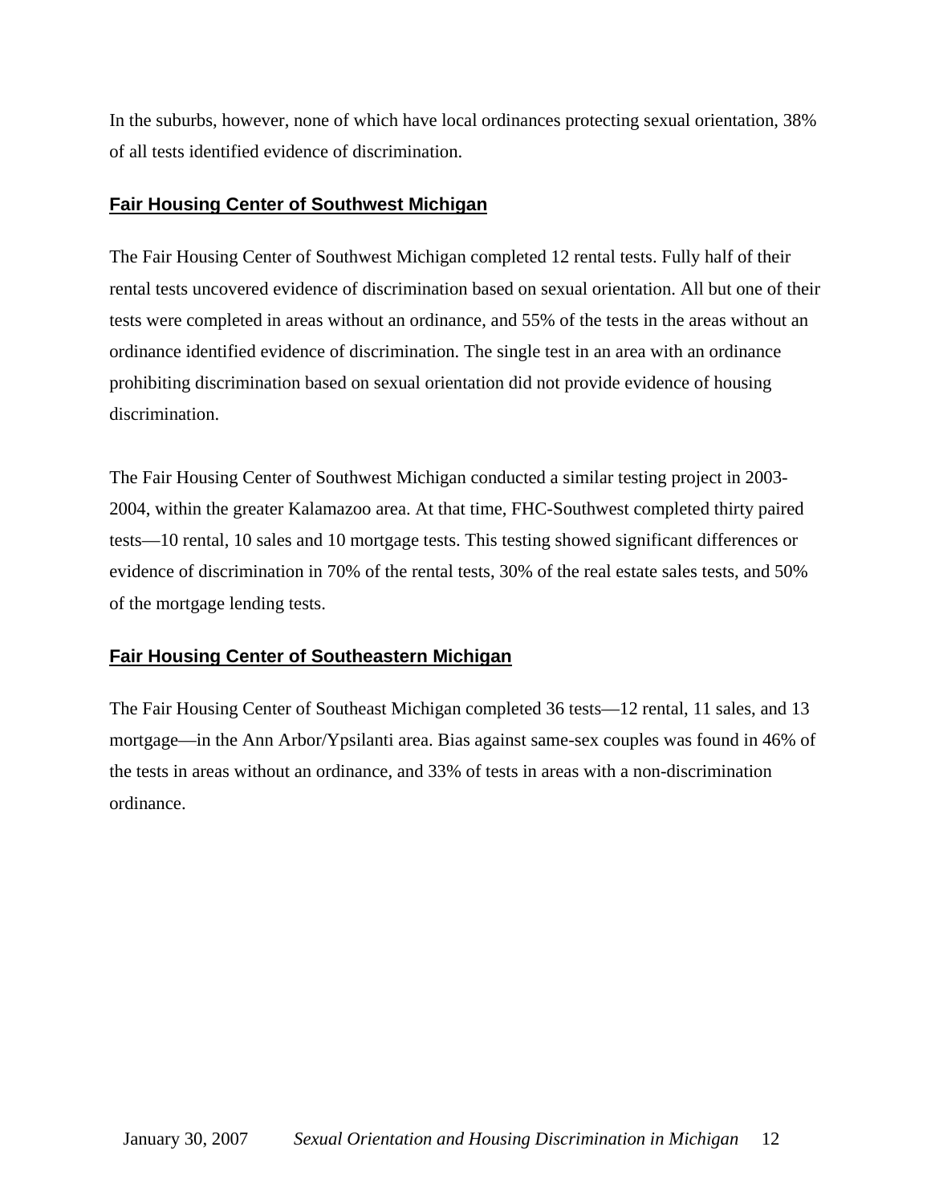In the suburbs, however, none of which have local ordinances protecting sexual orientation, 38% of all tests identified evidence of discrimination.

## Fair Housing Center of Southwest Michigan

The Fair Housing Center of Southwest Michigan completed 12 rental tests. Fully half of their rental tests uncovered evidence of discrimination based on sexual orientation. All but one of their tests were completed in areas without an ordinance, and 55% of the tests in the areas without an ordinance identified evidence of discrimination. The single test in an area with an ordinance prohibiting discrimination based on sexual orientation did not provide evidence of housing discrimination.

The Fair Housing Center of Southwest Michigan conducted a similar testing project in 2003-2004, within the greater Kalamazoo area. At that time, FHC-Southwest completed thirty paired tests—10 rental, 10 sales and 10 mortgage tests. This testing showed significant differences or evidence of discrimination in 70% of the rental tests, 30% of the real estate sales tests, and 50% of the mortgage lending tests.

## Fair Housing Center of Southeastern Michigan

The Fair Housing Center of Southeast Michigan completed 36 tests—12 rental, 11 sales, and 13 mortgage—in the Ann Arbor/Ypsilanti area. Bias against same-sex couples was found in 46% of the tests in areas without an ordinance, and 33% of tests in areas with a non-discrimination ordinance.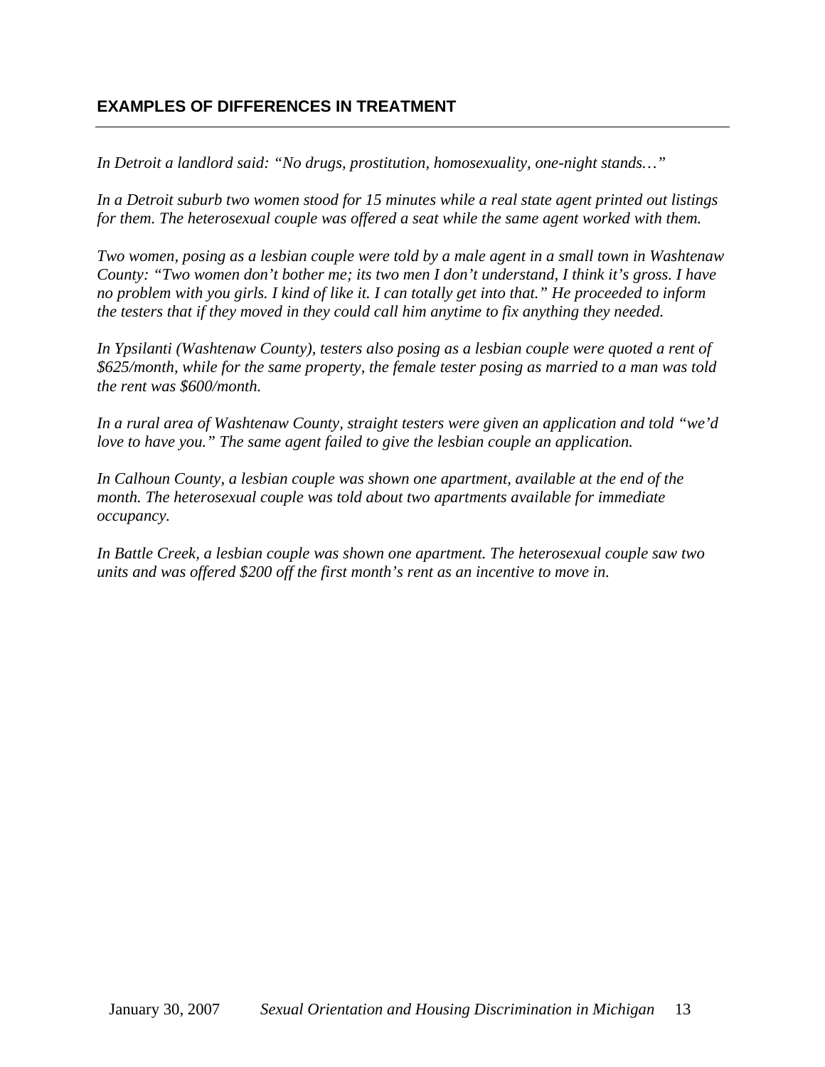## EXAMPLES OF DIFFERENCES IN TREATMENT

*In Detroit a landlord said: "No drugs, prostitution, homosexuality, one-night stands…"*

*In a Detroit suburb two women stood for 15 minutes while a real state agent printed out listings for them. The heterosexual couple was offered a seat while the same agent worked with them.*

*Two women, posing as a lesbian couple were told by a male agent in a small town in Washtenaw County: "Two women don't bother me; its two men I don't understand, I think it's gross. I have no problem with you girls. I kind of like it. I can totally get into that." He proceeded to inform the testers that if they moved in they could call him anytime to fix anything they needed.*

*In Ypsilanti (Washtenaw County), testers also posing as a lesbian couple were quoted a rent of $625/month, while for the same property, the female tester posing as married to a man was told the rent was $600/month.*

*In a rural area of Washtenaw County, straight testers were given an application and told "we'd love to have you." The same agent failed to give the lesbian couple an application.*

*In Calhoun County, a lesbian couple was shown one apartment, available at the end of the month. The heterosexual couple was told about two apartments available for immediate occupancy.*

*In Battle Creek, a lesbian couple was shown one apartment. The heterosexual couple saw two units and was offered $200 off the first month's rent as an incentive to move in.*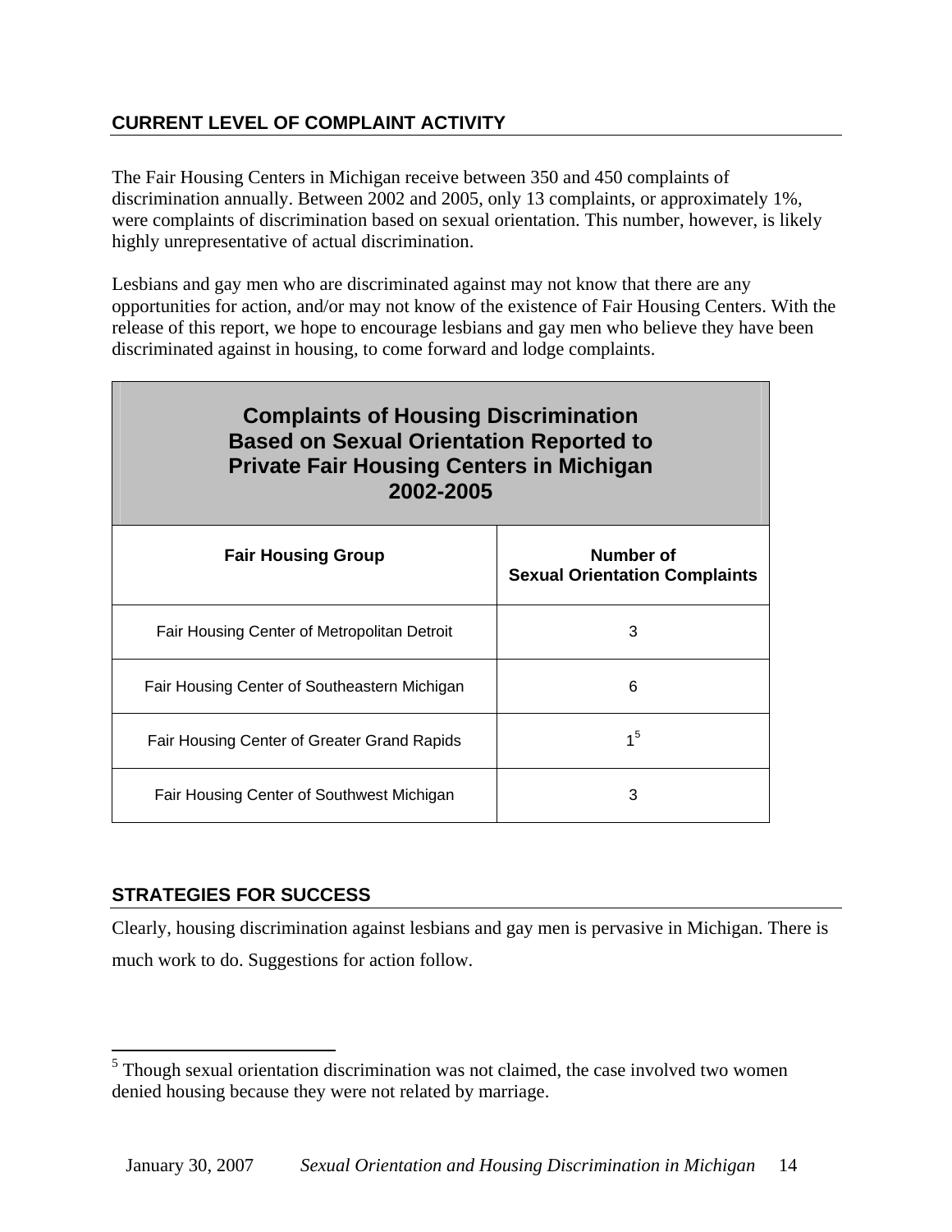## CURRENT LEVEL OF COMPLAINT ACTIVITY

The Fair Housing Centers in Michigan receive between 350 and 450 complaints of discrimination annually. Between 2002 and 2005, only 13 complaints, or approximately 1%, were complaints of discrimination based on sexual orientation. This number, however, is likely highly unrepresentative of actual discrimination.

Lesbians and gay men who are discriminated against may not know that there are any opportunities for action, and/or may not know of the existence of Fair Housing Centers. With the release of this report, we hope to encourage lesbians and gay men who believe they have been discriminated against in housing, to come forward and lodge complaints.

**Complaints of Housing Discrimination Based on Sexual Orientation Reported to Private Fair Housing Centers in Michigan 2002-2005**

| Fair Housing Group | Number of Sexual Orientation Complaints |
|---|---|
| Fair Housing Center of Metropolitan Detroit | 3 |
| Fair Housing Center of Southeastern Michigan | 6 |
| Fair Housing Center of Greater Grand Rapids | 1[5] |
| Fair Housing Center of Southwest Michigan | 3 |

## STRATEGIES FOR SUCCESS

Clearly, housing discrimination against lesbians and gay men is pervasive in Michigan. There is much work to do. Suggestions for action follow.

[5] Though sexual orientation discrimination was not claimed, the case involved two women denied housing because they were not related by marriage.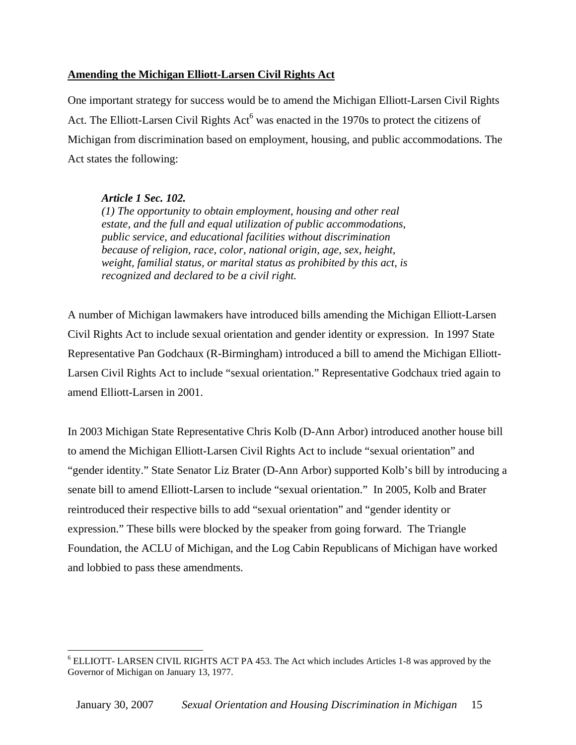**Amending the Michigan Elliott-Larsen Civil Rights Act**

One important strategy for success would be to amend the Michigan Elliott-Larsen Civil Rights Act. The Elliott-Larsen Civil Rights Act[6] was enacted in the 1970s to protect the citizens of Michigan from discrimination based on employment, housing, and public accommodations. The Act states the following:

> ***Article 1 Sec. 102.***
> *(1) The opportunity to obtain employment, housing and other real estate, and the full and equal utilization of public accommodations, public service, and educational facilities without discrimination because of religion, race, color, national origin, age, sex, height, weight, familial status, or marital status as prohibited by this act, is recognized and declared to be a civil right.*

A number of Michigan lawmakers have introduced bills amending the Michigan Elliott-Larsen Civil Rights Act to include sexual orientation and gender identity or expression. In 1997 State Representative Pan Godchaux (R-Birmingham) introduced a bill to amend the Michigan Elliott-Larsen Civil Rights Act to include "sexual orientation." Representative Godchaux tried again to amend Elliott-Larsen in 2001.

In 2003 Michigan State Representative Chris Kolb (D-Ann Arbor) introduced another house bill to amend the Michigan Elliott-Larsen Civil Rights Act to include "sexual orientation" and "gender identity." State Senator Liz Brater (D-Ann Arbor) supported Kolb's bill by introducing a senate bill to amend Elliott-Larsen to include "sexual orientation." In 2005, Kolb and Brater reintroduced their respective bills to add "sexual orientation" and "gender identity or expression." These bills were blocked by the speaker from going forward. The Triangle Foundation, the ACLU of Michigan, and the Log Cabin Republicans of Michigan have worked and lobbied to pass these amendments.

---

[6] ELLIOTT- LARSEN CIVIL RIGHTS ACT PA 453. The Act which includes Articles 1-8 was approved by the Governor of Michigan on January 13, 1977.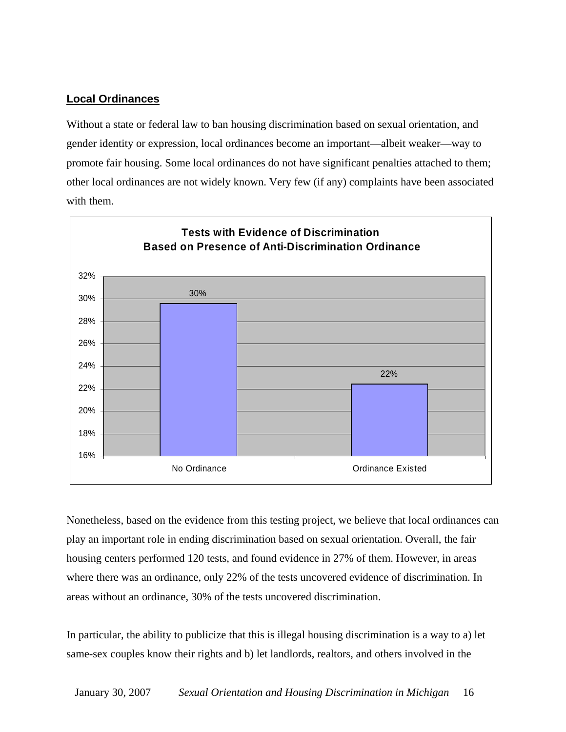**Local Ordinances**

Without a state or federal law to ban housing discrimination based on sexual orientation, and gender identity or expression, local ordinances become an important—albeit weaker—way to promote fair housing. Some local ordinances do not have significant penalties attached to them; other local ordinances are not widely known. Very few (if any) complaints have been associated with them.

**Tests with Evidence of Discrimination Based on Presence of Anti-Discrimination Ordinance**

| | Tests with Evidence of Discrimination |
|---|---|
| No Ordinance | 30% |
| Ordinance Existed | 22% |

Nonetheless, based on the evidence from this testing project, we believe that local ordinances can play an important role in ending discrimination based on sexual orientation. Overall, the fair housing centers performed 120 tests, and found evidence in 27% of them. However, in areas where there was an ordinance, only 22% of the tests uncovered evidence of discrimination. In areas without an ordinance, 30% of the tests uncovered discrimination.

In particular, the ability to publicize that this is illegal housing discrimination is a way to a) let same-sex couples know their rights and b) let landlords, realtors, and others involved in the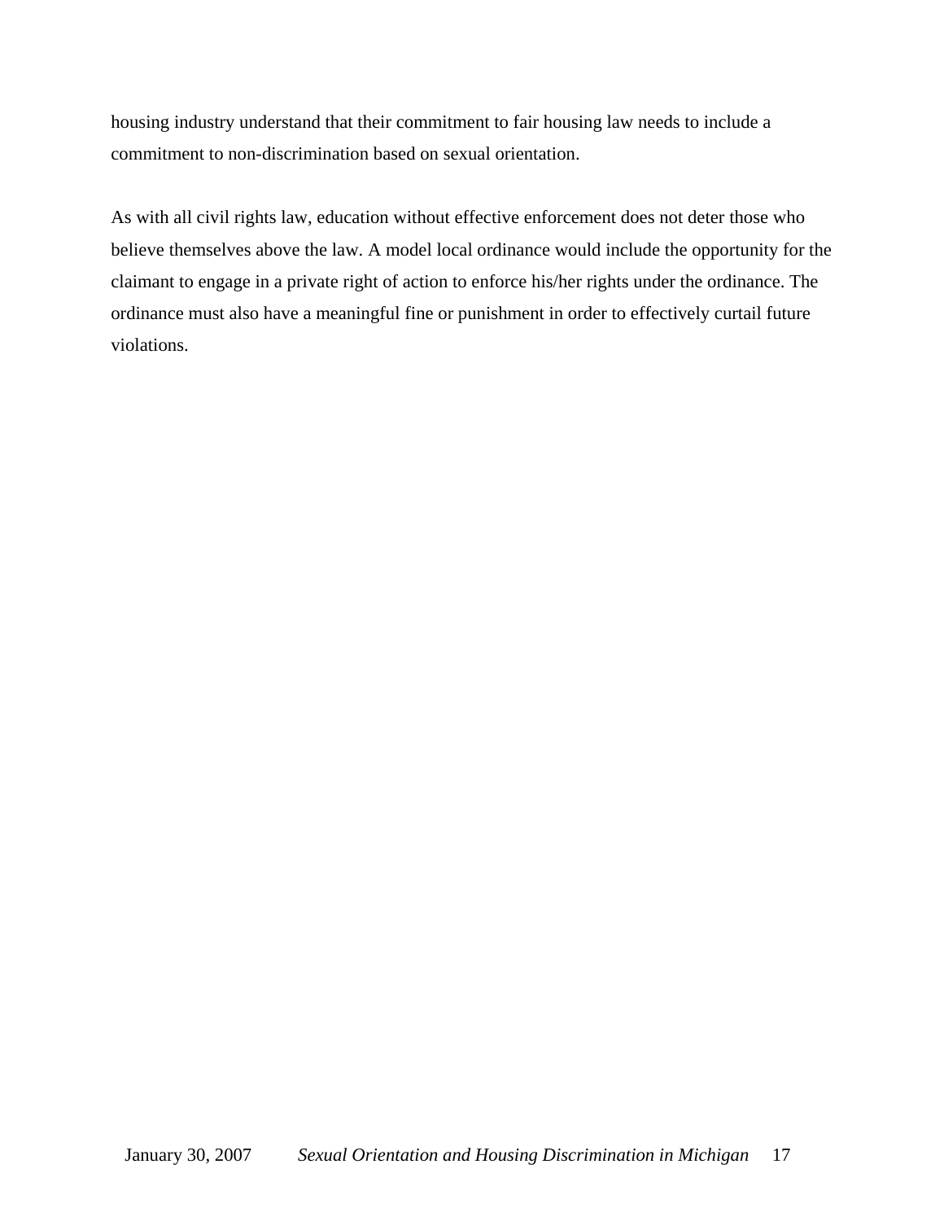housing industry understand that their commitment to fair housing law needs to include a commitment to non-discrimination based on sexual orientation.

As with all civil rights law, education without effective enforcement does not deter those who believe themselves above the law. A model local ordinance would include the opportunity for the claimant to engage in a private right of action to enforce his/her rights under the ordinance. The ordinance must also have a meaningful fine or punishment in order to effectively curtail future violations.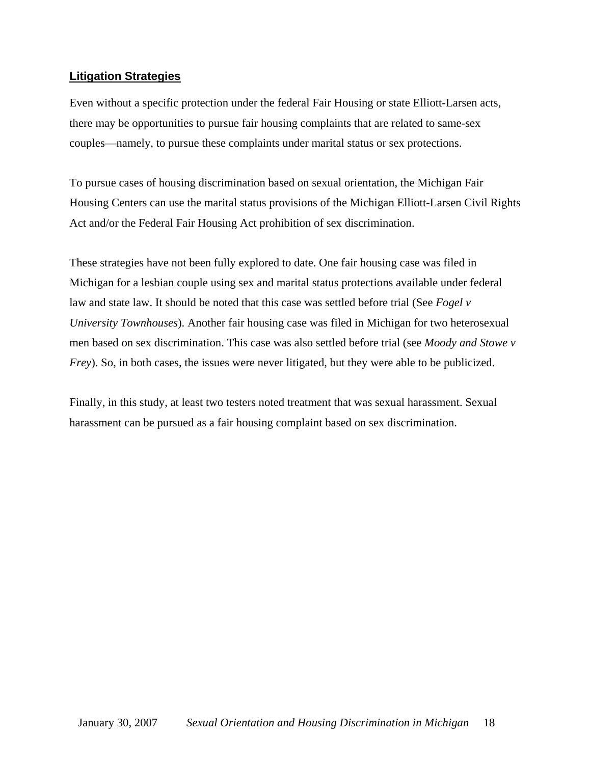## Litigation Strategies

Even without a specific protection under the federal Fair Housing or state Elliott-Larsen acts, there may be opportunities to pursue fair housing complaints that are related to same-sex couples—namely, to pursue these complaints under marital status or sex protections.

To pursue cases of housing discrimination based on sexual orientation, the Michigan Fair Housing Centers can use the marital status provisions of the Michigan Elliott-Larsen Civil Rights Act and/or the Federal Fair Housing Act prohibition of sex discrimination.

These strategies have not been fully explored to date. One fair housing case was filed in Michigan for a lesbian couple using sex and marital status protections available under federal law and state law. It should be noted that this case was settled before trial (See *Fogel v University Townhouses*). Another fair housing case was filed in Michigan for two heterosexual men based on sex discrimination. This case was also settled before trial (see *Moody and Stowe v Frey*). So, in both cases, the issues were never litigated, but they were able to be publicized.

Finally, in this study, at least two testers noted treatment that was sexual harassment. Sexual harassment can be pursued as a fair housing complaint based on sex discrimination.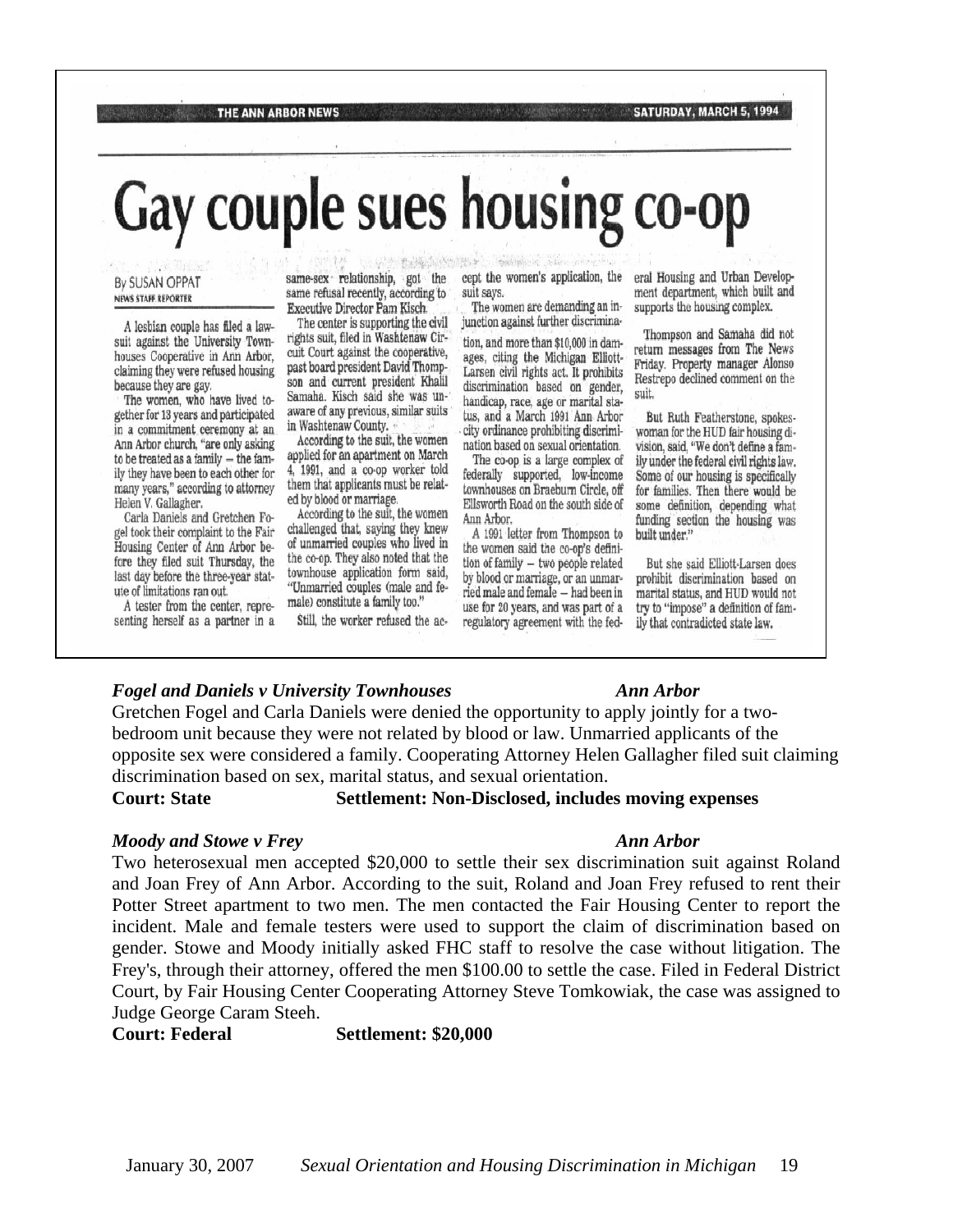THE ANN ARBOR NEWS — SATURDAY, MARCH 5, 1994

# Gay couple sues housing co-op

By SUSAN OPPAT
NEWS STAFF REPORTER

A lesbian couple has filed a lawsuit against the University Townhouses Cooperative in Ann Arbor, claiming they were refused housing because they are gay.

The women, who have lived together for 18 years and participated in a commitment ceremony at an Ann Arbor church, "are only asking to be treated as a family – the family they have been to each other for many years," according to attorney Helen V. Gallagher.

Carla Daniels and Gretchen Fogel took their complaint to the Fair Housing Center of Ann Arbor before they filed suit Thursday, the last day before the three-year statute of limitations ran out.

A tester from the center, representing herself as a partner in a same-sex relationship, got the same refusal recently, according to Executive Director Pam Kisch.

The center is supporting the civil rights suit, filed in Washtenaw Circuit Court against the cooperative, past board president David Thompson and current president Khalil Samaha. Kisch said she was unaware of any previous, similar suits in Washtenaw County.

According to the suit, the women applied for an apartment on March 4, 1991, and a co-op worker told them that applicants must be related by blood or marriage.

According to the suit, the women challenged that, saying they knew of unmarried couples who lived in the co-op. They also noted that the townhouse application form said, "Unmarried couples (male and female) constitute a family too."

Still, the worker refused the accept the women's application, the suit says.

The women are demanding an injunction against further discrimination, and more than $10,000 in damages, citing the Michigan Elliott-Larsen civil rights act. It prohibits discrimination based on gender, handicap, race, age or marital status, and a March 1991 Ann Arbor city ordinance prohibiting discrimination based on sexual orientation.

The co-op is a large complex of federally supported, low-income townhouses on Braeburn Circle, off Ellsworth Road on the south side of Ann Arbor.

A 1991 letter from Thompson to the women said the co-op's definition of family – two people related by blood or marriage, or an unmarried male and female – had been in use for 20 years, and was part of a regulatory agreement with the federal Housing and Urban Development department, which built and supports the housing complex.

Thompson and Samaha did not return messages from The News Friday. Property manager Alonso Restrepo declined comment on the suit.

But Ruth Featherstone, spokeswoman for the HUD fair housing division, said, "We don't define a family under the federal civil rights law. Some of our housing is specifically for families. Then there would be some definition, depending what funding section the housing was built under."

But she said Elliott-Larsen does prohibit discrimination based on marital status, and HUD would not try to "impose" a definition of family that contradicted state law.

***Fogel and Daniels v University Townhouses*** — ***Ann Arbor***

Gretchen Fogel and Carla Daniels were denied the opportunity to apply jointly for a two-bedroom unit because they were not related by blood or law. Unmarried applicants of the opposite sex were considered a family. Cooperating Attorney Helen Gallagher filed suit claiming discrimination based on sex, marital status, and sexual orientation.

**Court: State** — **Settlement: Non-Disclosed, includes moving expenses**

***Moody and Stowe v Frey*** — ***Ann Arbor***

Two heterosexual men accepted $20,000 to settle their sex discrimination suit against Roland and Joan Frey of Ann Arbor. According to the suit, Roland and Joan Frey refused to rent their Potter Street apartment to two men. The men contacted the Fair Housing Center to report the incident. Male and female testers were used to support the claim of discrimination based on gender. Stowe and Moody initially asked FHC staff to resolve the case without litigation. The Frey's, through their attorney, offered the men $100.00 to settle the case. Filed in Federal District Court, by Fair Housing Center Cooperating Attorney Steve Tomkowiak, the case was assigned to Judge George Caram Steeh.

**Court: Federal** — **Settlement: $20,000**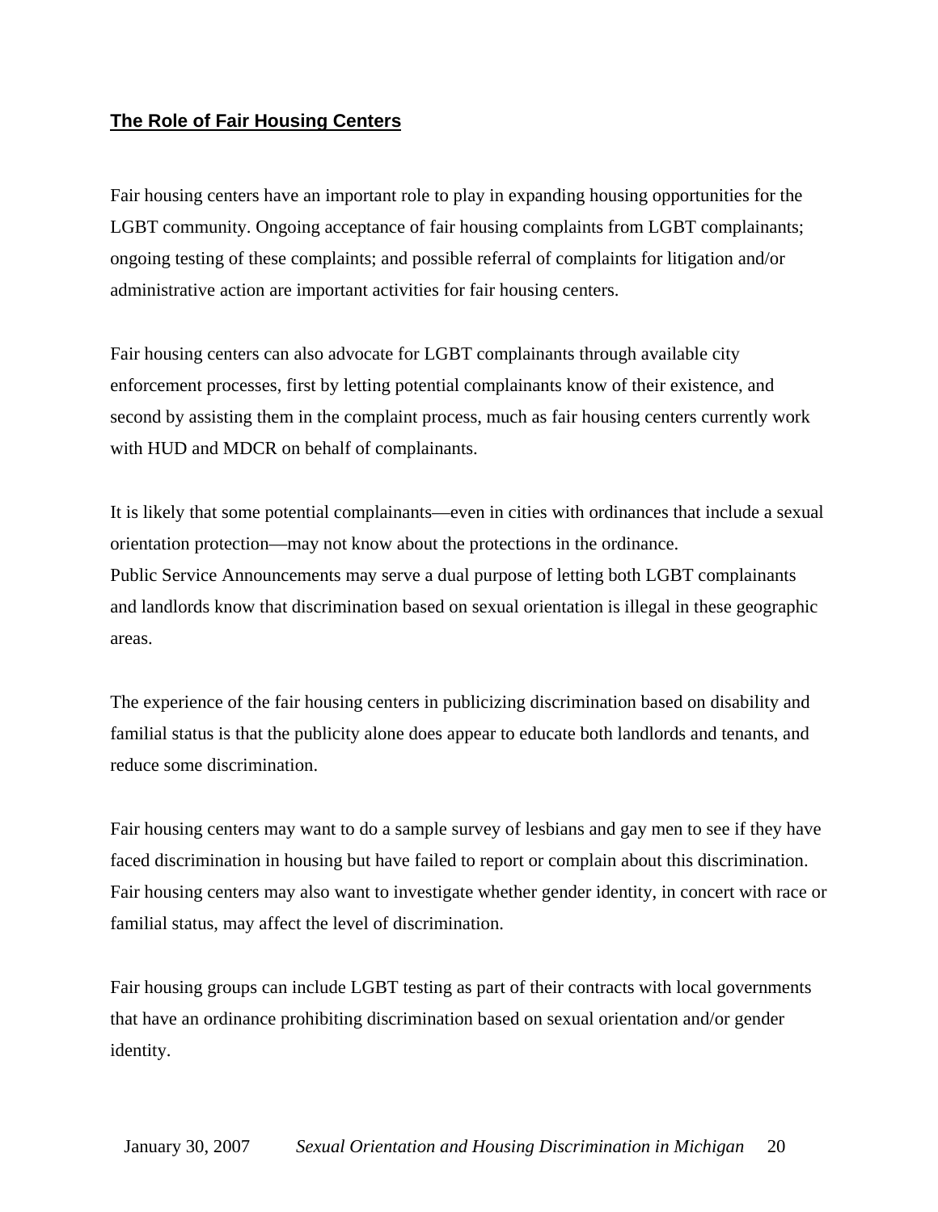## The Role of Fair Housing Centers

Fair housing centers have an important role to play in expanding housing opportunities for the LGBT community. Ongoing acceptance of fair housing complaints from LGBT complainants; ongoing testing of these complaints; and possible referral of complaints for litigation and/or administrative action are important activities for fair housing centers.

Fair housing centers can also advocate for LGBT complainants through available city enforcement processes, first by letting potential complainants know of their existence, and second by assisting them in the complaint process, much as fair housing centers currently work with HUD and MDCR on behalf of complainants.

It is likely that some potential complainants—even in cities with ordinances that include a sexual orientation protection—may not know about the protections in the ordinance.
Public Service Announcements may serve a dual purpose of letting both LGBT complainants and landlords know that discrimination based on sexual orientation is illegal in these geographic areas.

The experience of the fair housing centers in publicizing discrimination based on disability and familial status is that the publicity alone does appear to educate both landlords and tenants, and reduce some discrimination.

Fair housing centers may want to do a sample survey of lesbians and gay men to see if they have faced discrimination in housing but have failed to report or complain about this discrimination. Fair housing centers may also want to investigate whether gender identity, in concert with race or familial status, may affect the level of discrimination.

Fair housing groups can include LGBT testing as part of their contracts with local governments that have an ordinance prohibiting discrimination based on sexual orientation and/or gender identity.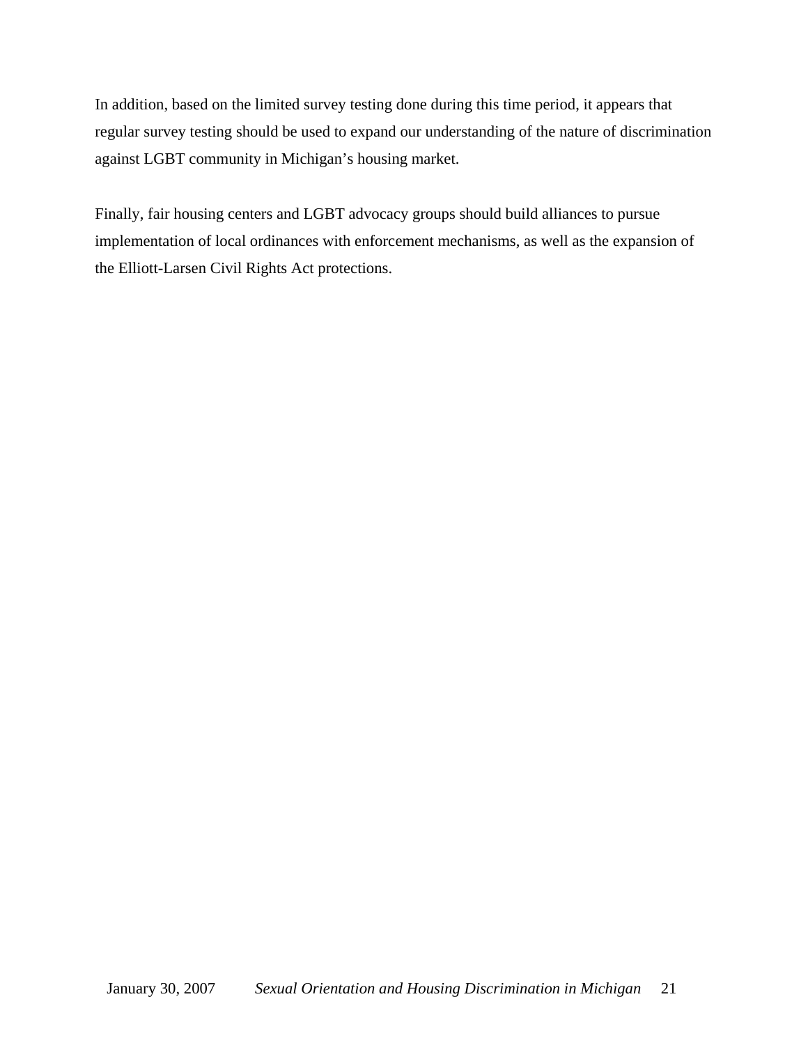In addition, based on the limited survey testing done during this time period, it appears that regular survey testing should be used to expand our understanding of the nature of discrimination against LGBT community in Michigan’s housing market.

Finally, fair housing centers and LGBT advocacy groups should build alliances to pursue implementation of local ordinances with enforcement mechanisms, as well as the expansion of the Elliott-Larsen Civil Rights Act protections.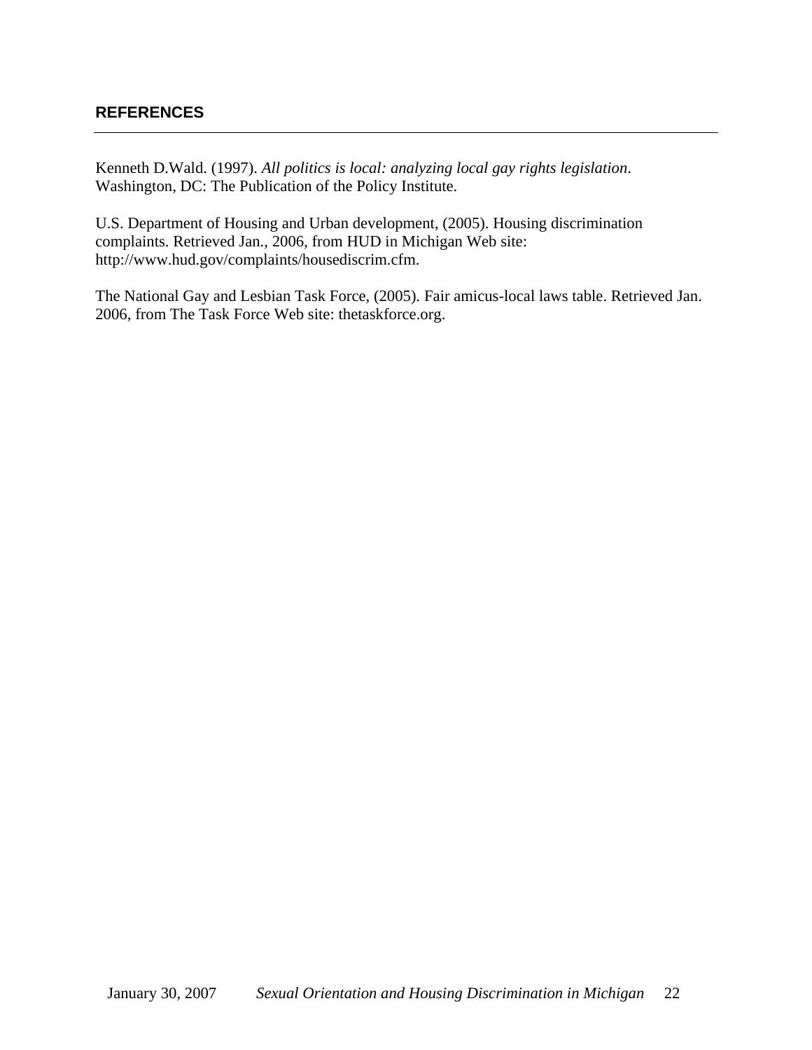## REFERENCES

Kenneth D.Wald. (1997). *All politics is local: analyzing local gay rights legislation*. Washington, DC: The Publication of the Policy Institute.

U.S. Department of Housing and Urban development, (2005). Housing discrimination complaints. Retrieved Jan., 2006, from HUD in Michigan Web site: http://www.hud.gov/complaints/housediscrim.cfm.

The National Gay and Lesbian Task Force, (2005). Fair amicus-local laws table. Retrieved Jan. 2006, from The Task Force Web site: thetaskforce.org.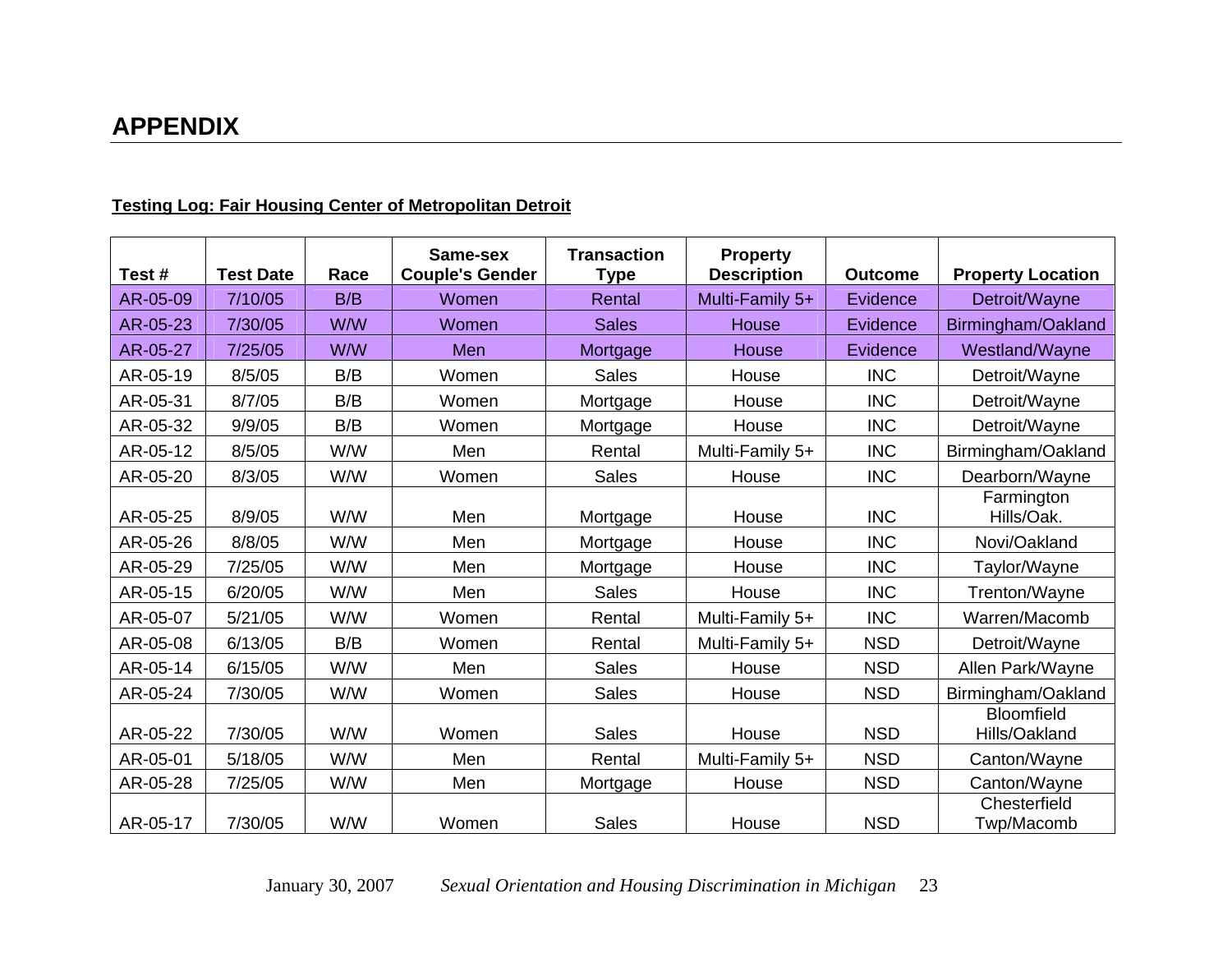# APPENDIX

**Testing Log: Fair Housing Center of Metropolitan Detroit**

| Test # | Test Date | Race | Same-sex Couple's Gender | Transaction Type | Property Description | Outcome | Property Location |
|---|---|---|---|---|---|---|---|
| AR-05-09 | 7/10/05 | B/B | Women | Rental | Multi-Family 5+ | Evidence | Detroit/Wayne |
| AR-05-23 | 7/30/05 | W/W | Women | Sales | House | Evidence | Birmingham/Oakland |
| AR-05-27 | 7/25/05 | W/W | Men | Mortgage | House | Evidence | Westland/Wayne |
| AR-05-19 | 8/5/05 | B/B | Women | Sales | House | INC | Detroit/Wayne |
| AR-05-31 | 8/7/05 | B/B | Women | Mortgage | House | INC | Detroit/Wayne |
| AR-05-32 | 9/9/05 | B/B | Women | Mortgage | House | INC | Detroit/Wayne |
| AR-05-12 | 8/5/05 | W/W | Men | Rental | Multi-Family 5+ | INC | Birmingham/Oakland |
| AR-05-20 | 8/3/05 | W/W | Women | Sales | House | INC | Dearborn/Wayne |
| AR-05-25 | 8/9/05 | W/W | Men | Mortgage | House | INC | Farmington Hills/Oak. |
| AR-05-26 | 8/8/05 | W/W | Men | Mortgage | House | INC | Novi/Oakland |
| AR-05-29 | 7/25/05 | W/W | Men | Mortgage | House | INC | Taylor/Wayne |
| AR-05-15 | 6/20/05 | W/W | Men | Sales | House | INC | Trenton/Wayne |
| AR-05-07 | 5/21/05 | W/W | Women | Rental | Multi-Family 5+ | INC | Warren/Macomb |
| AR-05-08 | 6/13/05 | B/B | Women | Rental | Multi-Family 5+ | NSD | Detroit/Wayne |
| AR-05-14 | 6/15/05 | W/W | Men | Sales | House | NSD | Allen Park/Wayne |
| AR-05-24 | 7/30/05 | W/W | Women | Sales | House | NSD | Birmingham/Oakland |
| AR-05-22 | 7/30/05 | W/W | Women | Sales | House | NSD | Bloomfield Hills/Oakland |
| AR-05-01 | 5/18/05 | W/W | Men | Rental | Multi-Family 5+ | NSD | Canton/Wayne |
| AR-05-28 | 7/25/05 | W/W | Men | Mortgage | House | NSD | Canton/Wayne |
| AR-05-17 | 7/30/05 | W/W | Women | Sales | House | NSD | Chesterfield Twp/Macomb |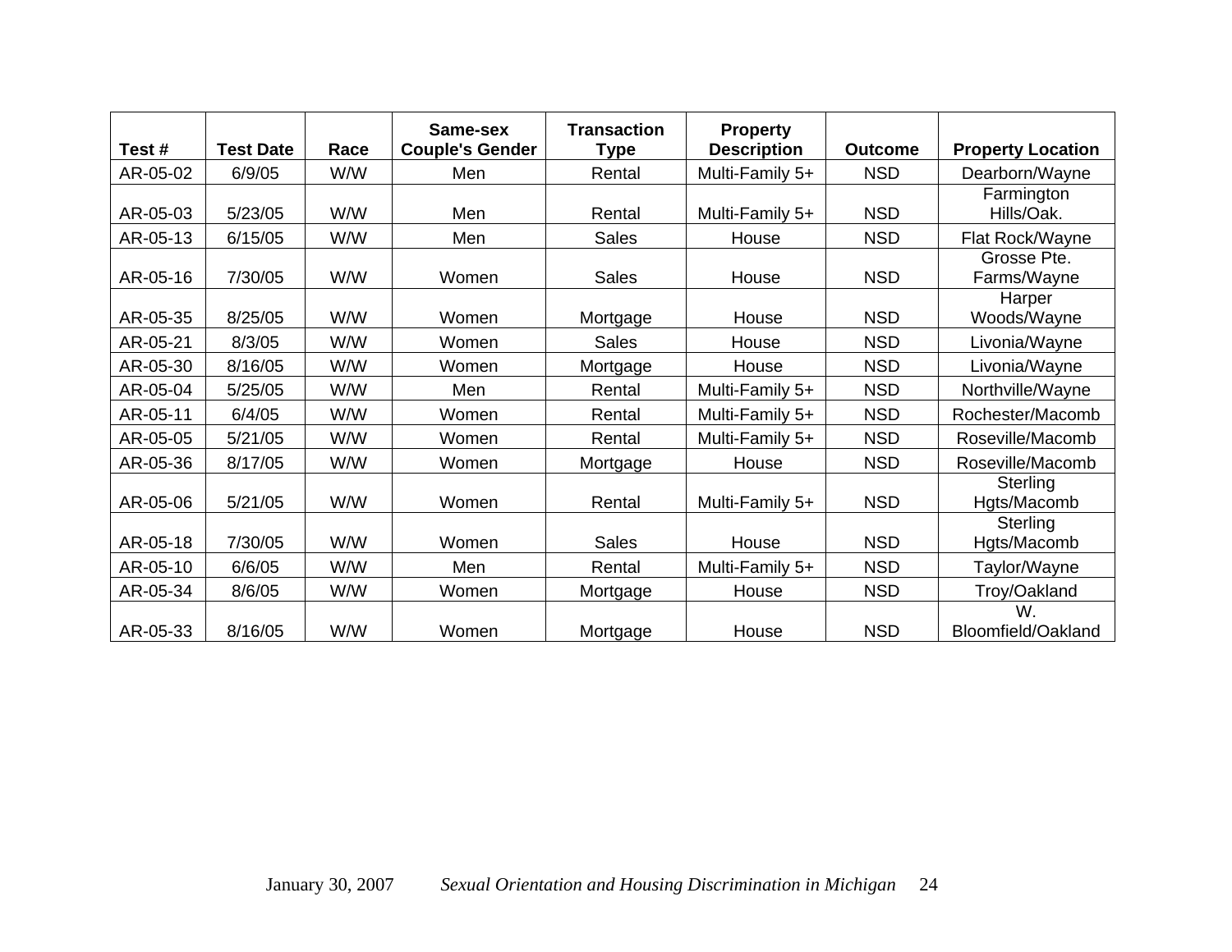| Test # | Test Date | Race | Same-sex Couple's Gender | Transaction Type | Property Description | Outcome | Property Location |
|---|---|---|---|---|---|---|---|
| AR-05-02 | 6/9/05 | W/W | Men | Rental | Multi-Family 5+ | NSD | Dearborn/Wayne |
| AR-05-03 | 5/23/05 | W/W | Men | Rental | Multi-Family 5+ | NSD | Farmington Hills/Oak. |
| AR-05-13 | 6/15/05 | W/W | Men | Sales | House | NSD | Flat Rock/Wayne |
| AR-05-16 | 7/30/05 | W/W | Women | Sales | House | NSD | Grosse Pte. Farms/Wayne |
| AR-05-35 | 8/25/05 | W/W | Women | Mortgage | House | NSD | Harper Woods/Wayne |
| AR-05-21 | 8/3/05 | W/W | Women | Sales | House | NSD | Livonia/Wayne |
| AR-05-30 | 8/16/05 | W/W | Women | Mortgage | House | NSD | Livonia/Wayne |
| AR-05-04 | 5/25/05 | W/W | Men | Rental | Multi-Family 5+ | NSD | Northville/Wayne |
| AR-05-11 | 6/4/05 | W/W | Women | Rental | Multi-Family 5+ | NSD | Rochester/Macomb |
| AR-05-05 | 5/21/05 | W/W | Women | Rental | Multi-Family 5+ | NSD | Roseville/Macomb |
| AR-05-36 | 8/17/05 | W/W | Women | Mortgage | House | NSD | Roseville/Macomb |
| AR-05-06 | 5/21/05 | W/W | Women | Rental | Multi-Family 5+ | NSD | Sterling Hgts/Macomb |
| AR-05-18 | 7/30/05 | W/W | Women | Sales | House | NSD | Sterling Hgts/Macomb |
| AR-05-10 | 6/6/05 | W/W | Men | Rental | Multi-Family 5+ | NSD | Taylor/Wayne |
| AR-05-34 | 8/6/05 | W/W | Women | Mortgage | House | NSD | Troy/Oakland |
| AR-05-33 | 8/16/05 | W/W | Women | Mortgage | House | NSD | W. Bloomfield/Oakland |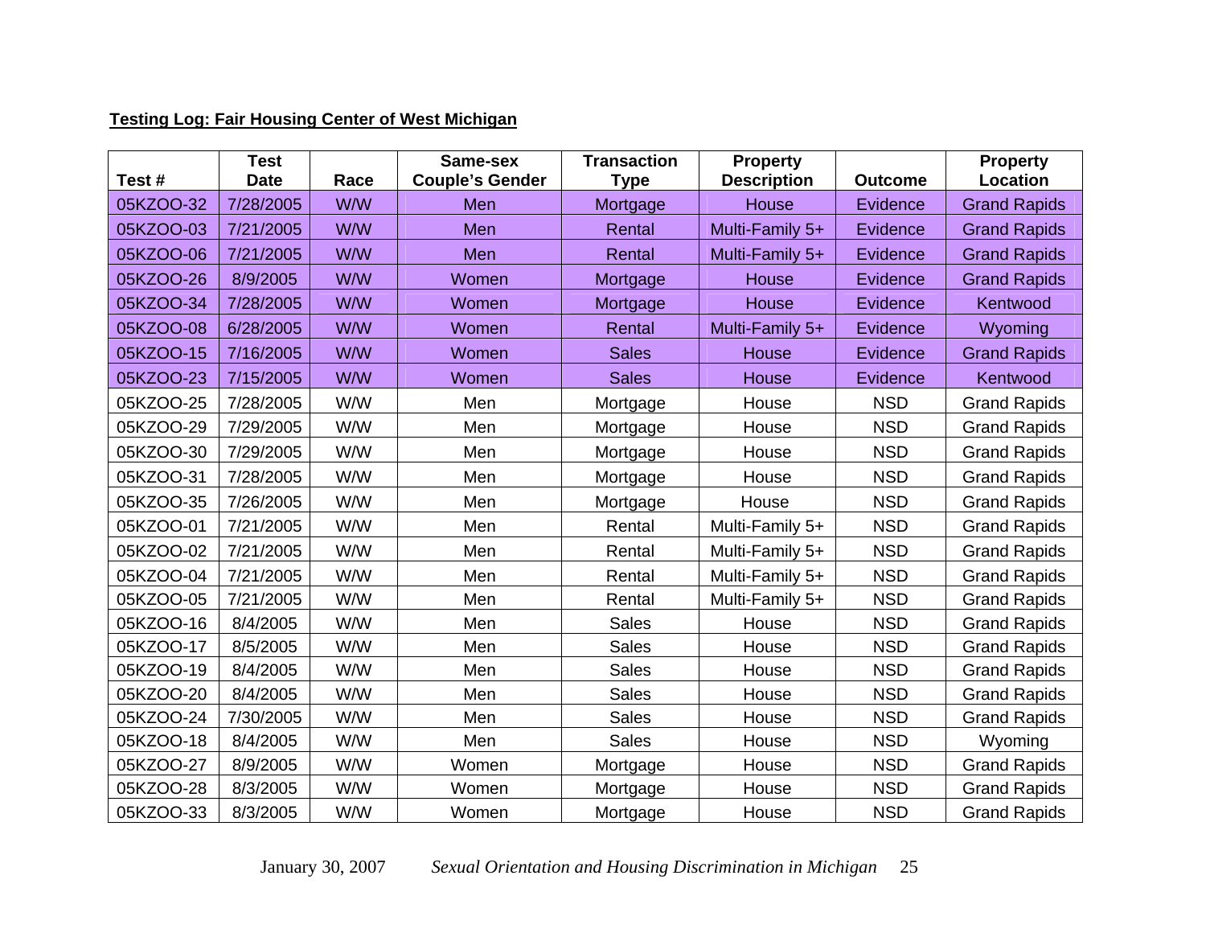**Testing Log: Fair Housing Center of West Michigan**

| Test # | Test Date | Race | Same-sex Couple's Gender | Transaction Type | Property Description | Outcome | Property Location |
|---|---|---|---|---|---|---|---|
| 05KZOO-32 | 7/28/2005 | W/W | Men | Mortgage | House | Evidence | Grand Rapids |
| 05KZOO-03 | 7/21/2005 | W/W | Men | Rental | Multi-Family 5+ | Evidence | Grand Rapids |
| 05KZOO-06 | 7/21/2005 | W/W | Men | Rental | Multi-Family 5+ | Evidence | Grand Rapids |
| 05KZOO-26 | 8/9/2005 | W/W | Women | Mortgage | House | Evidence | Grand Rapids |
| 05KZOO-34 | 7/28/2005 | W/W | Women | Mortgage | House | Evidence | Kentwood |
| 05KZOO-08 | 6/28/2005 | W/W | Women | Rental | Multi-Family 5+ | Evidence | Wyoming |
| 05KZOO-15 | 7/16/2005 | W/W | Women | Sales | House | Evidence | Grand Rapids |
| 05KZOO-23 | 7/15/2005 | W/W | Women | Sales | House | Evidence | Kentwood |
| 05KZOO-25 | 7/28/2005 | W/W | Men | Mortgage | House | NSD | Grand Rapids |
| 05KZOO-29 | 7/29/2005 | W/W | Men | Mortgage | House | NSD | Grand Rapids |
| 05KZOO-30 | 7/29/2005 | W/W | Men | Mortgage | House | NSD | Grand Rapids |
| 05KZOO-31 | 7/28/2005 | W/W | Men | Mortgage | House | NSD | Grand Rapids |
| 05KZOO-35 | 7/26/2005 | W/W | Men | Mortgage | House | NSD | Grand Rapids |
| 05KZOO-01 | 7/21/2005 | W/W | Men | Rental | Multi-Family 5+ | NSD | Grand Rapids |
| 05KZOO-02 | 7/21/2005 | W/W | Men | Rental | Multi-Family 5+ | NSD | Grand Rapids |
| 05KZOO-04 | 7/21/2005 | W/W | Men | Rental | Multi-Family 5+ | NSD | Grand Rapids |
| 05KZOO-05 | 7/21/2005 | W/W | Men | Rental | Multi-Family 5+ | NSD | Grand Rapids |
| 05KZOO-16 | 8/4/2005 | W/W | Men | Sales | House | NSD | Grand Rapids |
| 05KZOO-17 | 8/5/2005 | W/W | Men | Sales | House | NSD | Grand Rapids |
| 05KZOO-19 | 8/4/2005 | W/W | Men | Sales | House | NSD | Grand Rapids |
| 05KZOO-20 | 8/4/2005 | W/W | Men | Sales | House | NSD | Grand Rapids |
| 05KZOO-24 | 7/30/2005 | W/W | Men | Sales | House | NSD | Grand Rapids |
| 05KZOO-18 | 8/4/2005 | W/W | Men | Sales | House | NSD | Wyoming |
| 05KZOO-27 | 8/9/2005 | W/W | Women | Mortgage | House | NSD | Grand Rapids |
| 05KZOO-28 | 8/3/2005 | W/W | Women | Mortgage | House | NSD | Grand Rapids |
| 05KZOO-33 | 8/3/2005 | W/W | Women | Mortgage | House | NSD | Grand Rapids |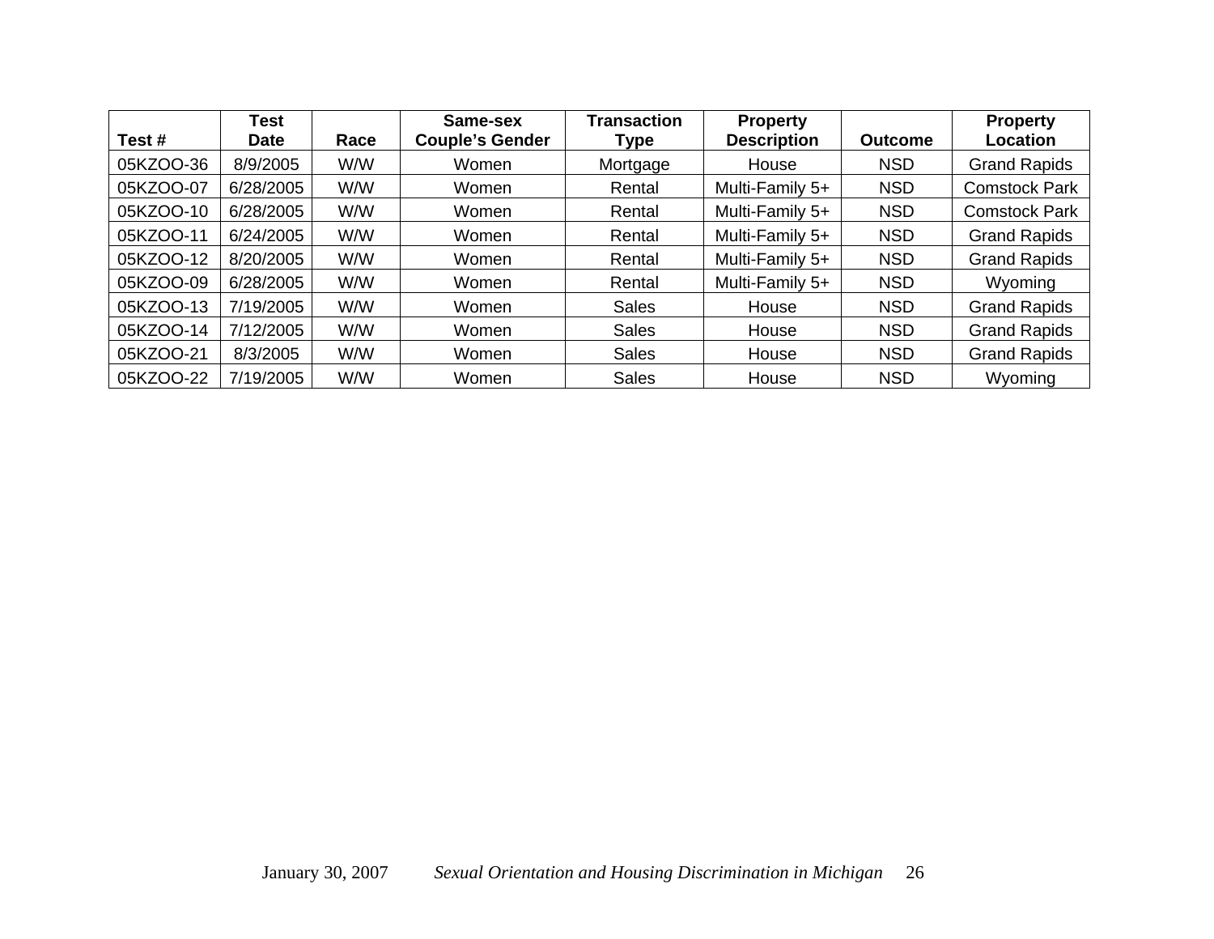| Test # | Test Date | Race | Same-sex Couple's Gender | Transaction Type | Property Description | Outcome | Property Location |
|---|---|---|---|---|---|---|---|
| 05KZOO-36 | 8/9/2005 | W/W | Women | Mortgage | House | NSD | Grand Rapids |
| 05KZOO-07 | 6/28/2005 | W/W | Women | Rental | Multi-Family 5+ | NSD | Comstock Park |
| 05KZOO-10 | 6/28/2005 | W/W | Women | Rental | Multi-Family 5+ | NSD | Comstock Park |
| 05KZOO-11 | 6/24/2005 | W/W | Women | Rental | Multi-Family 5+ | NSD | Grand Rapids |
| 05KZOO-12 | 8/20/2005 | W/W | Women | Rental | Multi-Family 5+ | NSD | Grand Rapids |
| 05KZOO-09 | 6/28/2005 | W/W | Women | Rental | Multi-Family 5+ | NSD | Wyoming |
| 05KZOO-13 | 7/19/2005 | W/W | Women | Sales | House | NSD | Grand Rapids |
| 05KZOO-14 | 7/12/2005 | W/W | Women | Sales | House | NSD | Grand Rapids |
| 05KZOO-21 | 8/3/2005 | W/W | Women | Sales | House | NSD | Grand Rapids |
| 05KZOO-22 | 7/19/2005 | W/W | Women | Sales | House | NSD | Wyoming |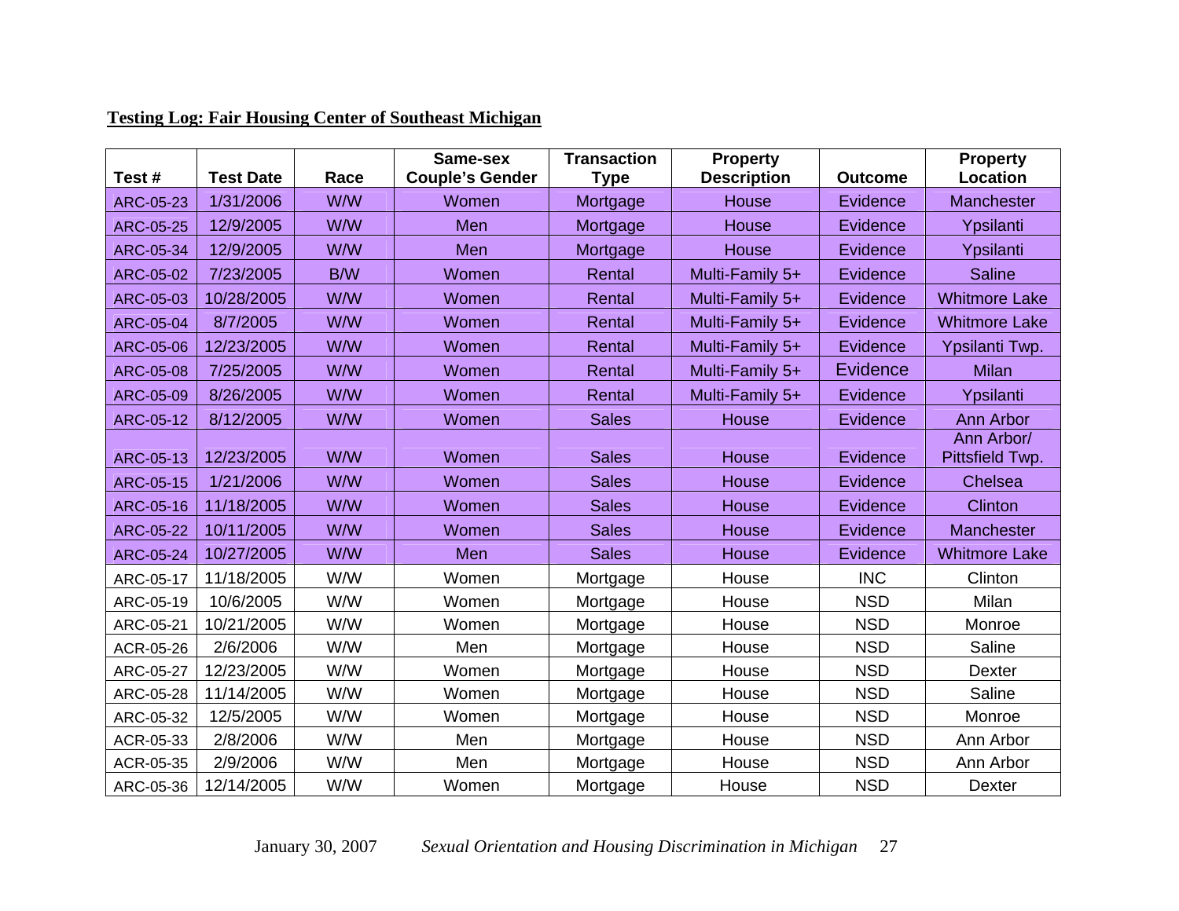**Testing Log: Fair Housing Center of Southeast Michigan**

| Test # | Test Date | Race | Same-sex Couple's Gender | Transaction Type | Property Description | Outcome | Property Location |
|---|---|---|---|---|---|---|---|
| ARC-05-23 | 1/31/2006 | W/W | Women | Mortgage | House | Evidence | Manchester |
| ARC-05-25 | 12/9/2005 | W/W | Men | Mortgage | House | Evidence | Ypsilanti |
| ARC-05-34 | 12/9/2005 | W/W | Men | Mortgage | House | Evidence | Ypsilanti |
| ARC-05-02 | 7/23/2005 | B/W | Women | Rental | Multi-Family 5+ | Evidence | Saline |
| ARC-05-03 | 10/28/2005 | W/W | Women | Rental | Multi-Family 5+ | Evidence | Whitmore Lake |
| ARC-05-04 | 8/7/2005 | W/W | Women | Rental | Multi-Family 5+ | Evidence | Whitmore Lake |
| ARC-05-06 | 12/23/2005 | W/W | Women | Rental | Multi-Family 5+ | Evidence | Ypsilanti Twp. |
| ARC-05-08 | 7/25/2005 | W/W | Women | Rental | Multi-Family 5+ | Evidence | Milan |
| ARC-05-09 | 8/26/2005 | W/W | Women | Rental | Multi-Family 5+ | Evidence | Ypsilanti |
| ARC-05-12 | 8/12/2005 | W/W | Women | Sales | House | Evidence | Ann Arbor |
| ARC-05-13 | 12/23/2005 | W/W | Women | Sales | House | Evidence | Ann Arbor/ Pittsfield Twp. |
| ARC-05-15 | 1/21/2006 | W/W | Women | Sales | House | Evidence | Chelsea |
| ARC-05-16 | 11/18/2005 | W/W | Women | Sales | House | Evidence | Clinton |
| ARC-05-22 | 10/11/2005 | W/W | Women | Sales | House | Evidence | Manchester |
| ARC-05-24 | 10/27/2005 | W/W | Men | Sales | House | Evidence | Whitmore Lake |
| ARC-05-17 | 11/18/2005 | W/W | Women | Mortgage | House | INC | Clinton |
| ARC-05-19 | 10/6/2005 | W/W | Women | Mortgage | House | NSD | Milan |
| ARC-05-21 | 10/21/2005 | W/W | Women | Mortgage | House | NSD | Monroe |
| ACR-05-26 | 2/6/2006 | W/W | Men | Mortgage | House | NSD | Saline |
| ARC-05-27 | 12/23/2005 | W/W | Women | Mortgage | House | NSD | Dexter |
| ARC-05-28 | 11/14/2005 | W/W | Women | Mortgage | House | NSD | Saline |
| ARC-05-32 | 12/5/2005 | W/W | Women | Mortgage | House | NSD | Monroe |
| ACR-05-33 | 2/8/2006 | W/W | Men | Mortgage | House | NSD | Ann Arbor |
| ACR-05-35 | 2/9/2006 | W/W | Men | Mortgage | House | NSD | Ann Arbor |
| ARC-05-36 | 12/14/2005 | W/W | Women | Mortgage | House | NSD | Dexter |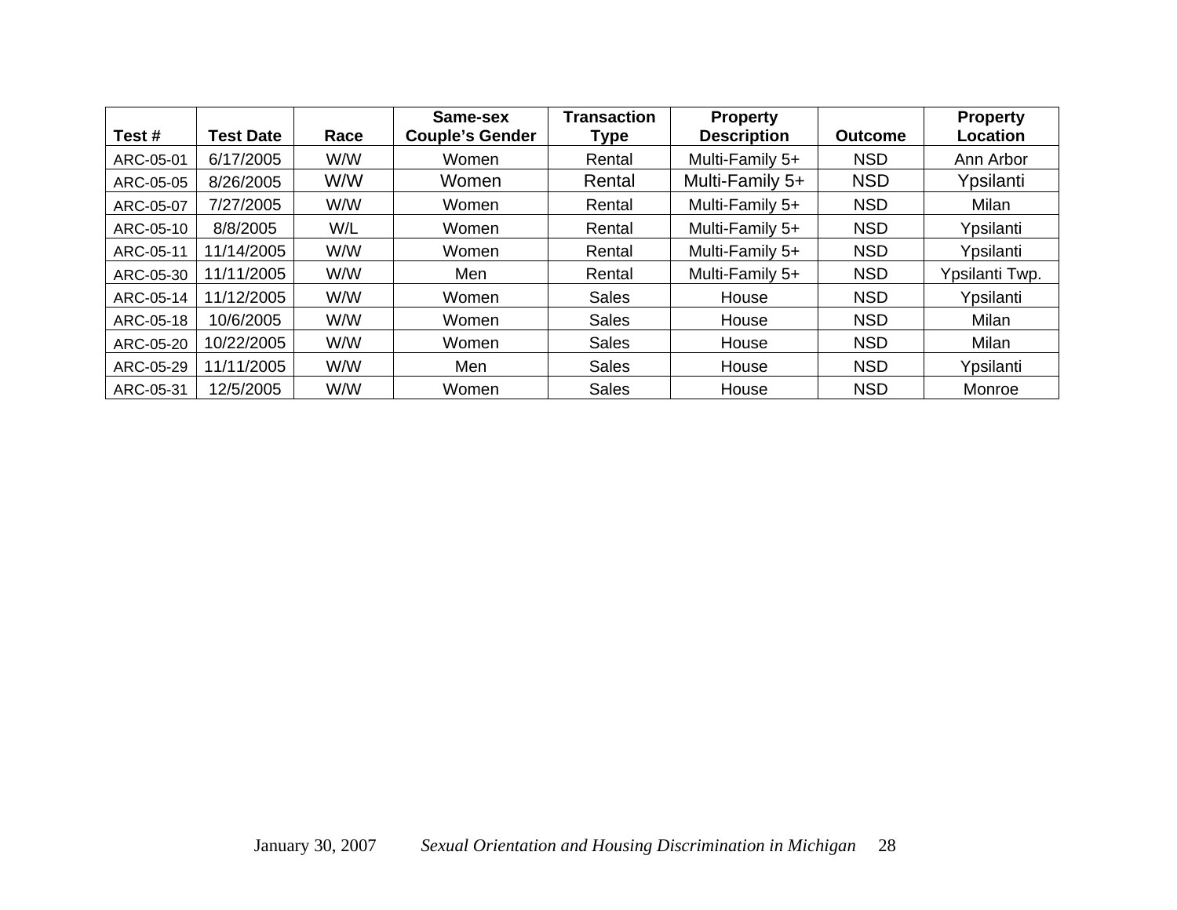| Test # | Test Date | Race | Same-sex Couple's Gender | Transaction Type | Property Description | Outcome | Property Location |
|---|---|---|---|---|---|---|---|
| ARC-05-01 | 6/17/2005 | W/W | Women | Rental | Multi-Family 5+ | NSD | Ann Arbor |
| ARC-05-05 | 8/26/2005 | W/W | Women | Rental | Multi-Family 5+ | NSD | Ypsilanti |
| ARC-05-07 | 7/27/2005 | W/W | Women | Rental | Multi-Family 5+ | NSD | Milan |
| ARC-05-10 | 8/8/2005 | W/L | Women | Rental | Multi-Family 5+ | NSD | Ypsilanti |
| ARC-05-11 | 11/14/2005 | W/W | Women | Rental | Multi-Family 5+ | NSD | Ypsilanti |
| ARC-05-30 | 11/11/2005 | W/W | Men | Rental | Multi-Family 5+ | NSD | Ypsilanti Twp. |
| ARC-05-14 | 11/12/2005 | W/W | Women | Sales | House | NSD | Ypsilanti |
| ARC-05-18 | 10/6/2005 | W/W | Women | Sales | House | NSD | Milan |
| ARC-05-20 | 10/22/2005 | W/W | Women | Sales | House | NSD | Milan |
| ARC-05-29 | 11/11/2005 | W/W | Men | Sales | House | NSD | Ypsilanti |
| ARC-05-31 | 12/5/2005 | W/W | Women | Sales | House | NSD | Monroe |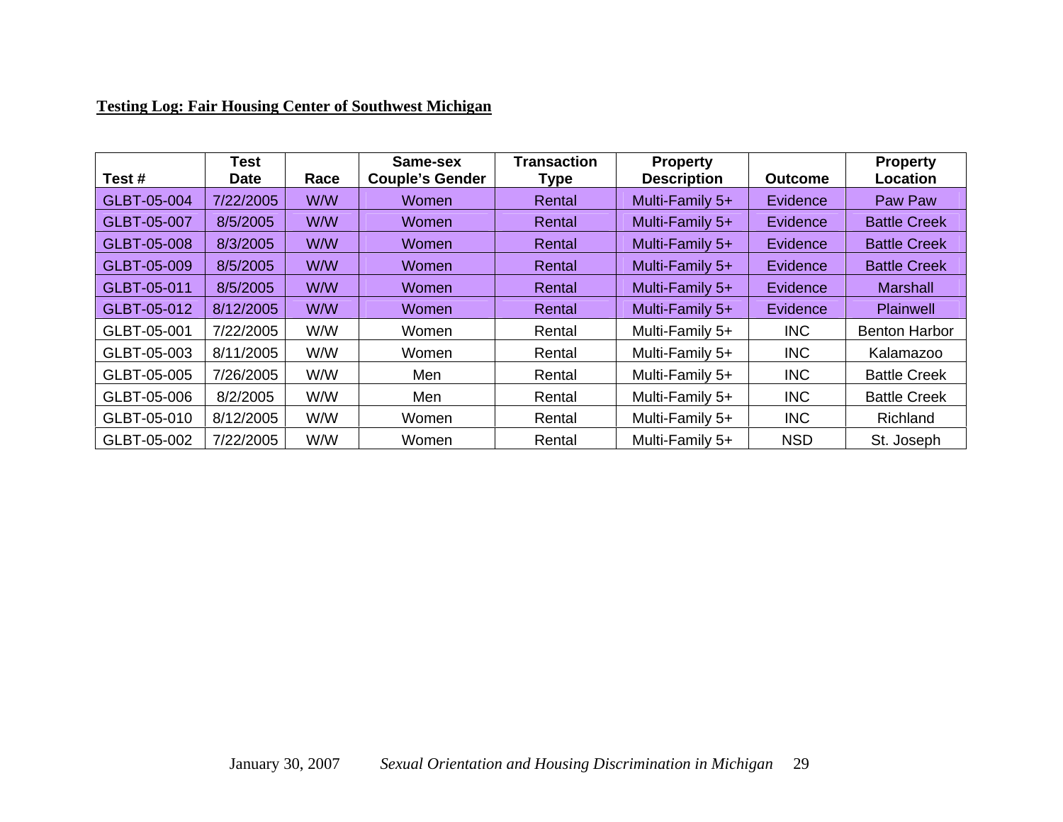**Testing Log: Fair Housing Center of Southwest Michigan**

| Test # | Test Date | Race | Same-sex Couple's Gender | Transaction Type | Property Description | Outcome | Property Location |
|---|---|---|---|---|---|---|---|
| GLBT-05-004 | 7/22/2005 | W/W | Women | Rental | Multi-Family 5+ | Evidence | Paw Paw |
| GLBT-05-007 | 8/5/2005 | W/W | Women | Rental | Multi-Family 5+ | Evidence | Battle Creek |
| GLBT-05-008 | 8/3/2005 | W/W | Women | Rental | Multi-Family 5+ | Evidence | Battle Creek |
| GLBT-05-009 | 8/5/2005 | W/W | Women | Rental | Multi-Family 5+ | Evidence | Battle Creek |
| GLBT-05-011 | 8/5/2005 | W/W | Women | Rental | Multi-Family 5+ | Evidence | Marshall |
| GLBT-05-012 | 8/12/2005 | W/W | Women | Rental | Multi-Family 5+ | Evidence | Plainwell |
| GLBT-05-001 | 7/22/2005 | W/W | Women | Rental | Multi-Family 5+ | INC | Benton Harbor |
| GLBT-05-003 | 8/11/2005 | W/W | Women | Rental | Multi-Family 5+ | INC | Kalamazoo |
| GLBT-05-005 | 7/26/2005 | W/W | Men | Rental | Multi-Family 5+ | INC | Battle Creek |
| GLBT-05-006 | 8/2/2005 | W/W | Men | Rental | Multi-Family 5+ | INC | Battle Creek |
| GLBT-05-010 | 8/12/2005 | W/W | Women | Rental | Multi-Family 5+ | INC | Richland |
| GLBT-05-002 | 7/22/2005 | W/W | Women | Rental | Multi-Family 5+ | NSD | St. Joseph |